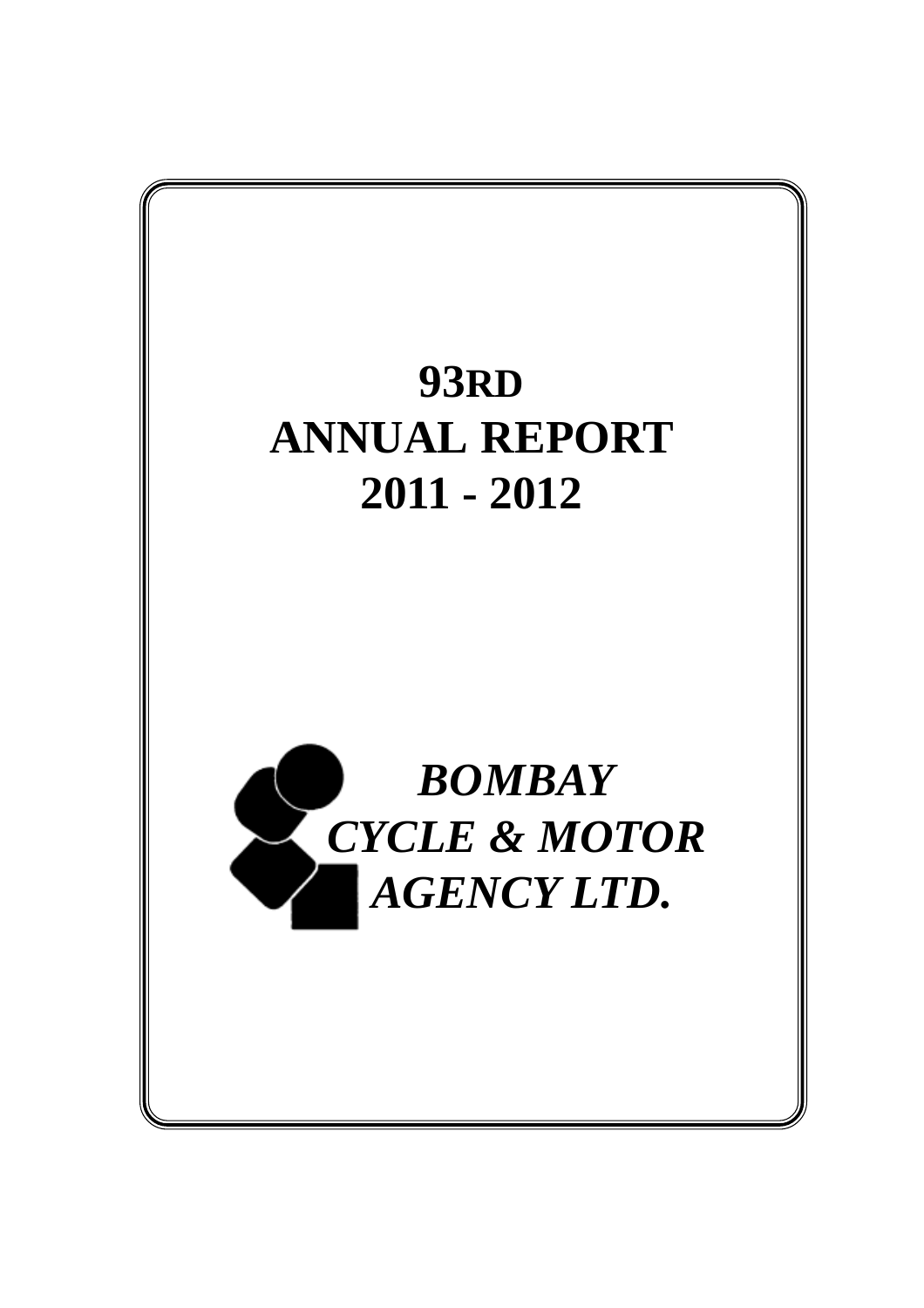# 93RD ANNUAL REPORT 2011 - 2012

***BOMBAY CYCLE & MOTOR AGENCY LTD.***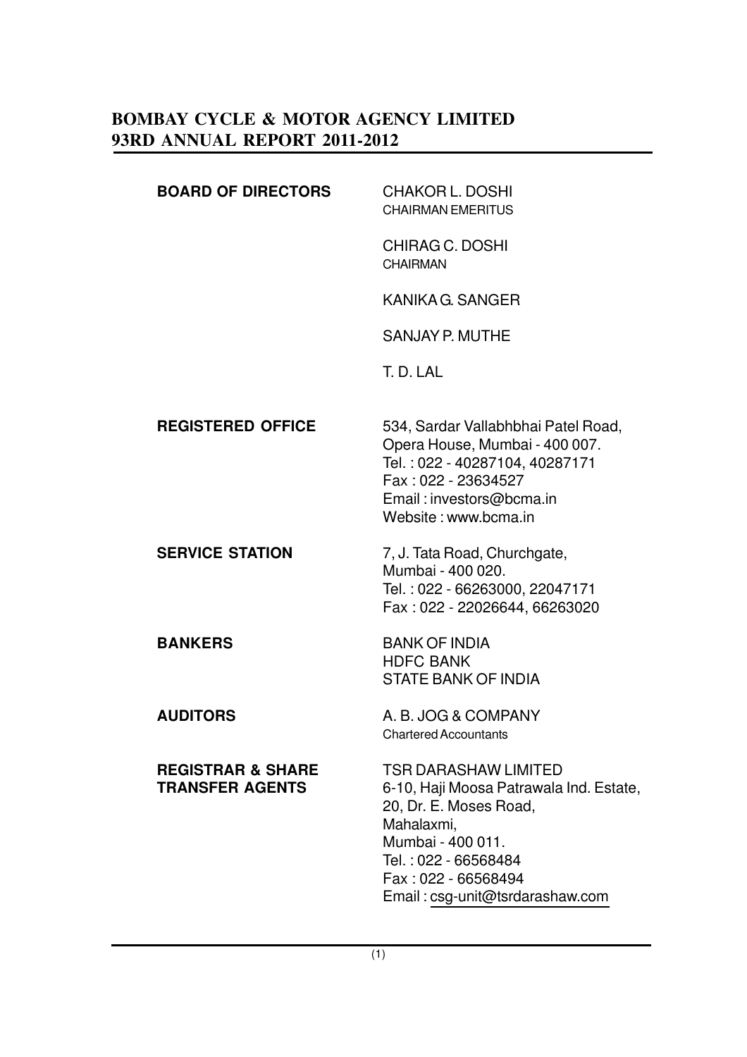# BOMBAY CYCLE & MOTOR AGENCY LIMITED
## 93RD ANNUAL REPORT 2011-2012

| | |
|---|---|
| **BOARD OF DIRECTORS** | CHAKOR L. DOSHI<br>CHAIRMAN EMERITUS |
| | CHIRAG C. DOSHI<br>CHAIRMAN |
| | KANIKA G. SANGER |
| | SANJAY P. MUTHE |
| | T. D. LAL |
| **REGISTERED OFFICE** | 534, Sardar Vallabhbhai Patel Road,<br>Opera House, Mumbai - 400 007.<br>Tel. : 022 - 40287104, 40287171<br>Fax : 022 - 23634527<br>Email : investors@bcma.in<br>Website : www.bcma.in |
| **SERVICE STATION** | 7, J. Tata Road, Churchgate,<br>Mumbai - 400 020.<br>Tel. : 022 - 66263000, 22047171<br>Fax : 022 - 22026644, 66263020 |
| **BANKERS** | BANK OF INDIA<br>HDFC BANK<br>STATE BANK OF INDIA |
| **AUDITORS** | A. B. JOG & COMPANY<br>Chartered Accountants |
| **REGISTRAR & SHARE TRANSFER AGENTS** | TSR DARASHAW LIMITED<br>6-10, Haji Moosa Patrawala Ind. Estate,<br>20, Dr. E. Moses Road,<br>Mahalaxmi,<br>Mumbai - 400 011.<br>Tel. : 022 - 66568484<br>Fax : 022 - 66568494<br>Email : csg-unit@tsrdarashaw.com |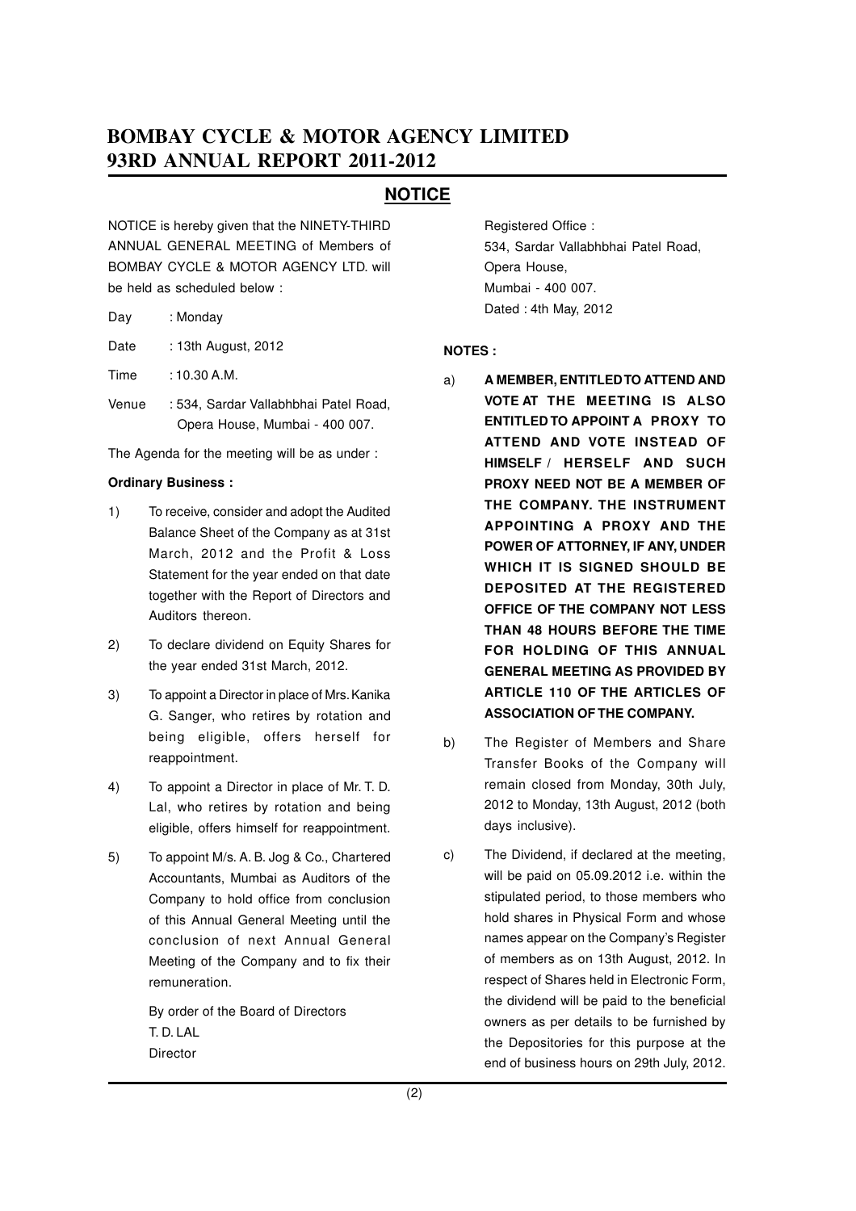# BOMBAY CYCLE & MOTOR AGENCY LIMITED
# 93RD ANNUAL REPORT 2011-2012

## NOTICE

NOTICE is hereby given that the NINETY-THIRD ANNUAL GENERAL MEETING of Members of BOMBAY CYCLE & MOTOR AGENCY LTD. will be held as scheduled below :

| | |
|---|---|
| Day | : Monday |
| Date | : 13th August, 2012 |
| Time | : 10.30 A.M. |
| Venue | : 534, Sardar Vallabhbhai Patel Road, Opera House, Mumbai - 400 007. |

The Agenda for the meeting will be as under :

**Ordinary Business :**

1) To receive, consider and adopt the Audited Balance Sheet of the Company as at 31st March, 2012 and the Profit & Loss Statement for the year ended on that date together with the Report of Directors and Auditors thereon.

2) To declare dividend on Equity Shares for the year ended 31st March, 2012.

3) To appoint a Director in place of Mrs. Kanika G. Sanger, who retires by rotation and being eligible, offers herself for reappointment.

4) To appoint a Director in place of Mr. T. D. Lal, who retires by rotation and being eligible, offers himself for reappointment.

5) To appoint M/s. A. B. Jog & Co., Chartered Accountants, Mumbai as Auditors of the Company to hold office from conclusion of this Annual General Meeting until the conclusion of next Annual General Meeting of the Company and to fix their remuneration.

By order of the Board of Directors
T. D. LAL
Director

Registered Office :
534, Sardar Vallabhbhai Patel Road,
Opera House,
Mumbai - 400 007.
Dated : 4th May, 2012

**NOTES :**

a) **A MEMBER, ENTITLED TO ATTEND AND VOTE AT THE MEETING IS ALSO ENTITLED TO APPOINT A PROXY TO ATTEND AND VOTE INSTEAD OF HIMSELF / HERSELF AND SUCH PROXY NEED NOT BE A MEMBER OF THE COMPANY. THE INSTRUMENT APPOINTING A PROXY AND THE POWER OF ATTORNEY, IF ANY, UNDER WHICH IT IS SIGNED SHOULD BE DEPOSITED AT THE REGISTERED OFFICE OF THE COMPANY NOT LESS THAN 48 HOURS BEFORE THE TIME FOR HOLDING OF THIS ANNUAL GENERAL MEETING AS PROVIDED BY ARTICLE 110 OF THE ARTICLES OF ASSOCIATION OF THE COMPANY.**

b) The Register of Members and Share Transfer Books of the Company will remain closed from Monday, 30th July, 2012 to Monday, 13th August, 2012 (both days inclusive).

c) The Dividend, if declared at the meeting, will be paid on 05.09.2012 i.e. within the stipulated period, to those members who hold shares in Physical Form and whose names appear on the Company's Register of members as on 13th August, 2012. In respect of Shares held in Electronic Form, the dividend will be paid to the beneficial owners as per details to be furnished by the Depositories for this purpose at the end of business hours on 29th July, 2012.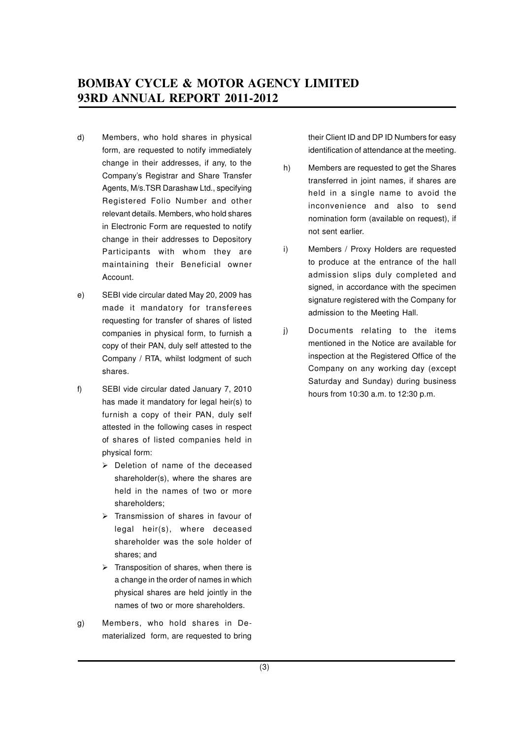d) Members, who hold shares in physical form, are requested to notify immediately change in their addresses, if any, to the Company's Registrar and Share Transfer Agents, M/s.TSR Darashaw Ltd., specifying Registered Folio Number and other relevant details. Members, who hold shares in Electronic Form are requested to notify change in their addresses to Depository Participants with whom they are maintaining their Beneficial owner Account.

e) SEBI vide circular dated May 20, 2009 has made it mandatory for transferees requesting for transfer of shares of listed companies in physical form, to furnish a copy of their PAN, duly self attested to the Company / RTA, whilst lodgment of such shares.

f) SEBI vide circular dated January 7, 2010 has made it mandatory for legal heir(s) to furnish a copy of their PAN, duly self attested in the following cases in respect of shares of listed companies held in physical form:

   - Deletion of name of the deceased shareholder(s), where the shares are held in the names of two or more shareholders;
   - Transmission of shares in favour of legal heir(s), where deceased shareholder was the sole holder of shares; and
   - Transposition of shares, when there is a change in the order of names in which physical shares are held jointly in the names of two or more shareholders.

g) Members, who hold shares in De-materialized form, are requested to bring their Client ID and DP ID Numbers for easy identification of attendance at the meeting.

h) Members are requested to get the Shares transferred in joint names, if shares are held in a single name to avoid the inconvenience and also to send nomination form (available on request), if not sent earlier.

i) Members / Proxy Holders are requested to produce at the entrance of the hall admission slips duly completed and signed, in accordance with the specimen signature registered with the Company for admission to the Meeting Hall.

j) Documents relating to the items mentioned in the Notice are available for inspection at the Registered Office of the Company on any working day (except Saturday and Sunday) during business hours from 10:30 a.m. to 12:30 p.m.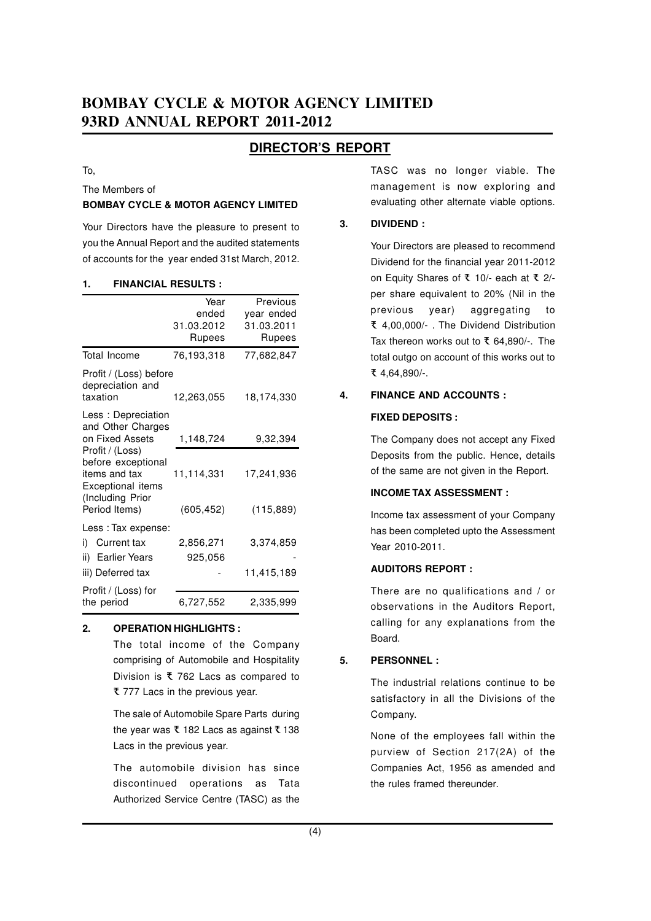# BOMBAY CYCLE & MOTOR AGENCY LIMITED
# 93RD ANNUAL REPORT 2011-2012

## DIRECTOR'S REPORT

To,

The Members of
**BOMBAY CYCLE & MOTOR AGENCY LIMITED**

Your Directors have the pleasure to present to you the Annual Report and the audited statements of accounts for the year ended 31st March, 2012.

### 1. FINANCIAL RESULTS :

| | Year ended 31.03.2012 Rupees | Previous year ended 31.03.2011 Rupees |
|---|---|---|
| Total Income | 76,193,318 | 77,682,847 |
| Profit / (Loss) before depreciation and taxation | 12,263,055 | 18,174,330 |
| Less : Depreciation and Other Charges on Fixed Assets | 1,148,724 | 9,32,394 |
| Profit / (Loss) before exceptional items and tax | 11,114,331 | 17,241,936 |
| Exceptional items (Including Prior Period Items) | (605,452) | (115,889) |
| Less : Tax expense: | | |
| i) Current tax | 2,856,271 | 3,374,859 |
| ii) Earlier Years | 925,056 | - |
| iii) Deferred tax | - | 11,415,189 |
| Profit / (Loss) for the period | 6,727,552 | 2,335,999 |

### 2. OPERATION HIGHLIGHTS :

The total income of the Company comprising of Automobile and Hospitality Division is ₹ 762 Lacs as compared to ₹ 777 Lacs in the previous year.

The sale of Automobile Spare Parts during the year was ₹ 182 Lacs as against ₹ 138 Lacs in the previous year.

The automobile division has since discontinued operations as Tata Authorized Service Centre (TASC) as the TASC was no longer viable. The management is now exploring and evaluating other alternate viable options.

### 3. DIVIDEND :

Your Directors are pleased to recommend Dividend for the financial year 2011-2012 on Equity Shares of ₹ 10/- each at ₹ 2/- per share equivalent to 20% (Nil in the previous year) aggregating to ₹ 4,00,000/- . The Dividend Distribution Tax thereon works out to ₹ 64,890/-. The total outgo on account of this works out to ₹ 4,64,890/-.

### 4. FINANCE AND ACCOUNTS :

**FIXED DEPOSITS :**

The Company does not accept any Fixed Deposits from the public. Hence, details of the same are not given in the Report.

**INCOME TAX ASSESSMENT :**

Income tax assessment of your Company has been completed upto the Assessment Year 2010-2011.

**AUDITORS REPORT :**

There are no qualifications and / or observations in the Auditors Report, calling for any explanations from the Board.

### 5. PERSONNEL :

The industrial relations continue to be satisfactory in all the Divisions of the Company.

None of the employees fall within the purview of Section 217(2A) of the Companies Act, 1956 as amended and the rules framed thereunder.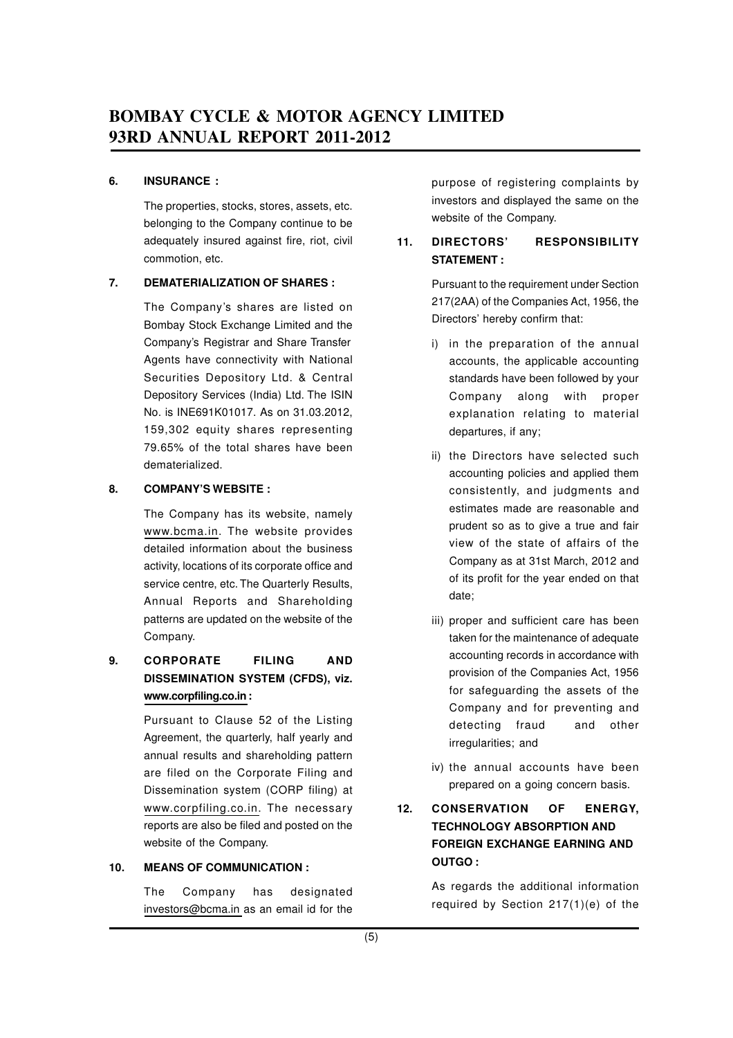#### 6. INSURANCE :

The properties, stocks, stores, assets, etc. belonging to the Company continue to be adequately insured against fire, riot, civil commotion, etc.

#### 7. DEMATERIALIZATION OF SHARES :

The Company's shares are listed on Bombay Stock Exchange Limited and the Company's Registrar and Share Transfer Agents have connectivity with National Securities Depository Ltd. & Central Depository Services (India) Ltd. The ISIN No. is INE691K01017. As on 31.03.2012, 159,302 equity shares representing 79.65% of the total shares have been dematerialized.

#### 8. COMPANY'S WEBSITE :

The Company has its website, namely www.bcma.in. The website provides detailed information about the business activity, locations of its corporate office and service centre, etc. The Quarterly Results, Annual Reports and Shareholding patterns are updated on the website of the Company.

#### 9. CORPORATE FILING AND DISSEMINATION SYSTEM (CFDS), viz. www.corpfiling.co.in :

Pursuant to Clause 52 of the Listing Agreement, the quarterly, half yearly and annual results and shareholding pattern are filed on the Corporate Filing and Dissemination system (CORP filing) at www.corpfiling.co.in. The necessary reports are also be filed and posted on the website of the Company.

#### 10. MEANS OF COMMUNICATION :

The Company has designated investors@bcma.in as an email id for the purpose of registering complaints by investors and displayed the same on the website of the Company.

#### 11. DIRECTORS' RESPONSIBILITY STATEMENT :

Pursuant to the requirement under Section 217(2AA) of the Companies Act, 1956, the Directors' hereby confirm that:

i) in the preparation of the annual accounts, the applicable accounting standards have been followed by your Company along with proper explanation relating to material departures, if any;

ii) the Directors have selected such accounting policies and applied them consistently, and judgments and estimates made are reasonable and prudent so as to give a true and fair view of the state of affairs of the Company as at 31st March, 2012 and of its profit for the year ended on that date;

iii) proper and sufficient care has been taken for the maintenance of adequate accounting records in accordance with provision of the Companies Act, 1956 for safeguarding the assets of the Company and for preventing and detecting fraud and other irregularities; and

iv) the annual accounts have been prepared on a going concern basis.

#### 12. CONSERVATION OF ENERGY, TECHNOLOGY ABSORPTION AND FOREIGN EXCHANGE EARNING AND OUTGO :

As regards the additional information required by Section 217(1)(e) of the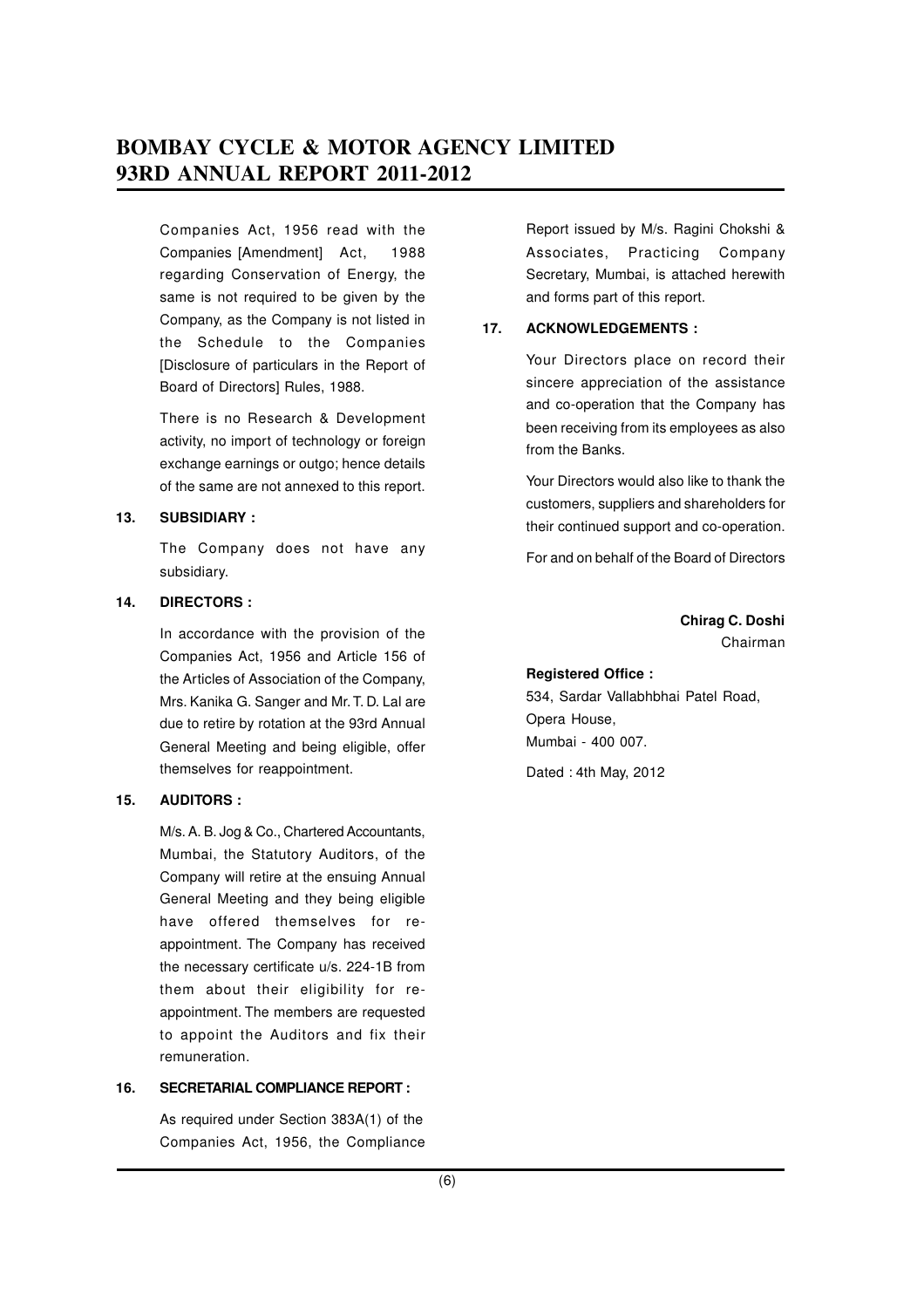Companies Act, 1956 read with the Companies [Amendment] Act, 1988 regarding Conservation of Energy, the same is not required to be given by the Company, as the Company is not listed in the Schedule to the Companies [Disclosure of particulars in the Report of Board of Directors] Rules, 1988.

There is no Research & Development activity, no import of technology or foreign exchange earnings or outgo; hence details of the same are not annexed to this report.

**13. SUBSIDIARY :**

The Company does not have any subsidiary.

**14. DIRECTORS :**

In accordance with the provision of the Companies Act, 1956 and Article 156 of the Articles of Association of the Company, Mrs. Kanika G. Sanger and Mr. T. D. Lal are due to retire by rotation at the 93rd Annual General Meeting and being eligible, offer themselves for reappointment.

**15. AUDITORS :**

M/s. A. B. Jog & Co., Chartered Accountants, Mumbai, the Statutory Auditors, of the Company will retire at the ensuing Annual General Meeting and they being eligible have offered themselves for re-appointment. The Company has received the necessary certificate u/s. 224-1B from them about their eligibility for re-appointment. The members are requested to appoint the Auditors and fix their remuneration.

**16. SECRETARIAL COMPLIANCE REPORT :**

As required under Section 383A(1) of the Companies Act, 1956, the Compliance Report issued by M/s. Ragini Chokshi & Associates, Practicing Company Secretary, Mumbai, is attached herewith and forms part of this report.

**17. ACKNOWLEDGEMENTS :**

Your Directors place on record their sincere appreciation of the assistance and co-operation that the Company has been receiving from its employees as also from the Banks.

Your Directors would also like to thank the customers, suppliers and shareholders for their continued support and co-operation.

For and on behalf of the Board of Directors

**Chirag C. Doshi**
Chairman

**Registered Office :**
534, Sardar Vallabhbhai Patel Road,
Opera House,
Mumbai - 400 007.

Dated : 4th May, 2012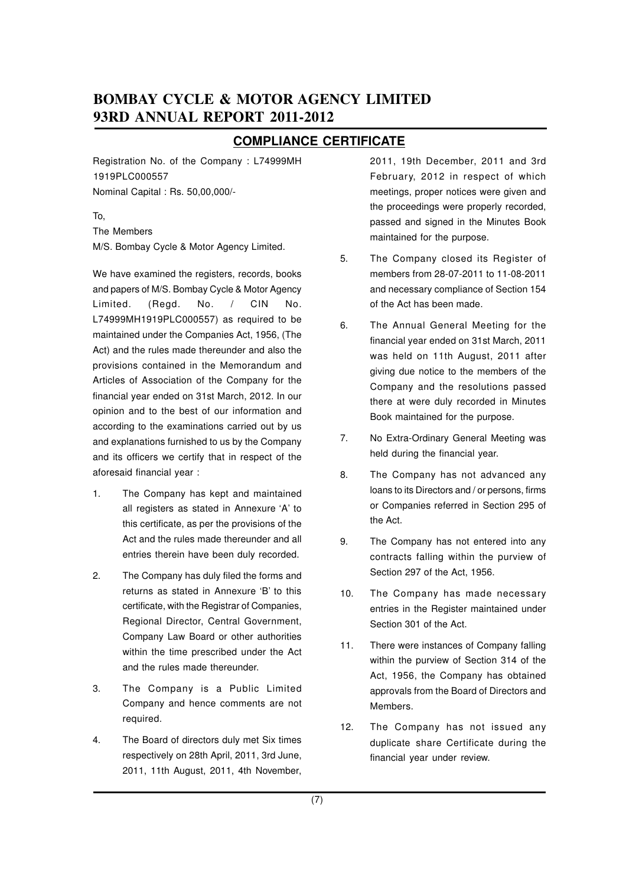## COMPLIANCE CERTIFICATE

Registration No. of the Company : L74999MH 1919PLC000557

Nominal Capital : Rs. 50,00,000/-

To,

The Members

M/S. Bombay Cycle & Motor Agency Limited.

We have examined the registers, records, books and papers of M/S. Bombay Cycle & Motor Agency Limited. (Regd. No. / CIN No. L74999MH1919PLC000557) as required to be maintained under the Companies Act, 1956, (The Act) and the rules made thereunder and also the provisions contained in the Memorandum and Articles of Association of the Company for the financial year ended on 31st March, 2012. In our opinion and to the best of our information and according to the examinations carried out by us and explanations furnished to us by the Company and its officers we certify that in respect of the aforesaid financial year :

1. The Company has kept and maintained all registers as stated in Annexure 'A' to this certificate, as per the provisions of the Act and the rules made thereunder and all entries therein have been duly recorded.
2. The Company has duly filed the forms and returns as stated in Annexure 'B' to this certificate, with the Registrar of Companies, Regional Director, Central Government, Company Law Board or other authorities within the time prescribed under the Act and the rules made thereunder.
3. The Company is a Public Limited Company and hence comments are not required.
4. The Board of directors duly met Six times respectively on 28th April, 2011, 3rd June, 2011, 11th August, 2011, 4th November, 2011, 19th December, 2011 and 3rd February, 2012 in respect of which meetings, proper notices were given and the proceedings were properly recorded, passed and signed in the Minutes Book maintained for the purpose.
5. The Company closed its Register of members from 28-07-2011 to 11-08-2011 and necessary compliance of Section 154 of the Act has been made.
6. The Annual General Meeting for the financial year ended on 31st March, 2011 was held on 11th August, 2011 after giving due notice to the members of the Company and the resolutions passed there at were duly recorded in Minutes Book maintained for the purpose.
7. No Extra-Ordinary General Meeting was held during the financial year.
8. The Company has not advanced any loans to its Directors and / or persons, firms or Companies referred in Section 295 of the Act.
9. The Company has not entered into any contracts falling within the purview of Section 297 of the Act, 1956.
10. The Company has made necessary entries in the Register maintained under Section 301 of the Act.
11. There were instances of Company falling within the purview of Section 314 of the Act, 1956, the Company has obtained approvals from the Board of Directors and Members.
12. The Company has not issued any duplicate share Certificate during the financial year under review.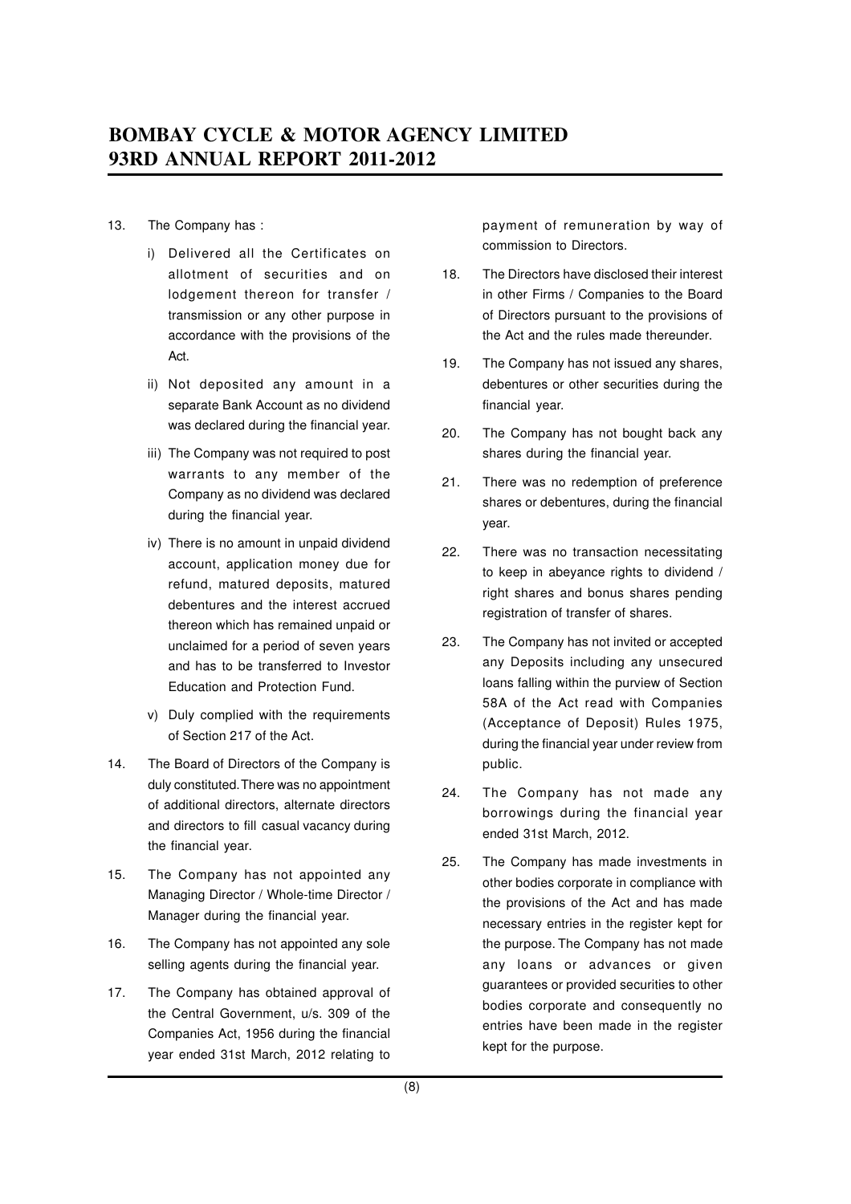13. The Company has :

    i) Delivered all the Certificates on allotment of securities and on lodgement thereon for transfer / transmission or any other purpose in accordance with the provisions of the Act.

    ii) Not deposited any amount in a separate Bank Account as no dividend was declared during the financial year.

    iii) The Company was not required to post warrants to any member of the Company as no dividend was declared during the financial year.

    iv) There is no amount in unpaid dividend account, application money due for refund, matured deposits, matured debentures and the interest accrued thereon which has remained unpaid or unclaimed for a period of seven years and has to be transferred to Investor Education and Protection Fund.

    v) Duly complied with the requirements of Section 217 of the Act.

14. The Board of Directors of the Company is duly constituted. There was no appointment of additional directors, alternate directors and directors to fill casual vacancy during the financial year.

15. The Company has not appointed any Managing Director / Whole-time Director / Manager during the financial year.

16. The Company has not appointed any sole selling agents during the financial year.

17. The Company has obtained approval of the Central Government, u/s. 309 of the Companies Act, 1956 during the financial year ended 31st March, 2012 relating to payment of remuneration by way of commission to Directors.

18. The Directors have disclosed their interest in other Firms / Companies to the Board of Directors pursuant to the provisions of the Act and the rules made thereunder.

19. The Company has not issued any shares, debentures or other securities during the financial year.

20. The Company has not bought back any shares during the financial year.

21. There was no redemption of preference shares or debentures, during the financial year.

22. There was no transaction necessitating to keep in abeyance rights to dividend / right shares and bonus shares pending registration of transfer of shares.

23. The Company has not invited or accepted any Deposits including any unsecured loans falling within the purview of Section 58A of the Act read with Companies (Acceptance of Deposit) Rules 1975, during the financial year under review from public.

24. The Company has not made any borrowings during the financial year ended 31st March, 2012.

25. The Company has made investments in other bodies corporate in compliance with the provisions of the Act and has made necessary entries in the register kept for the purpose. The Company has not made any loans or advances or given guarantees or provided securities to other bodies corporate and consequently no entries have been made in the register kept for the purpose.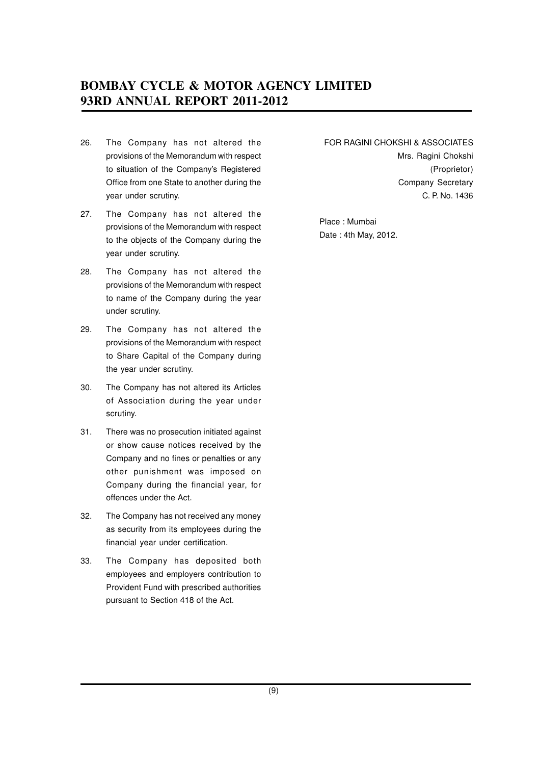26. The Company has not altered the provisions of the Memorandum with respect to situation of the Company's Registered Office from one State to another during the year under scrutiny.

27. The Company has not altered the provisions of the Memorandum with respect to the objects of the Company during the year under scrutiny.

28. The Company has not altered the provisions of the Memorandum with respect to name of the Company during the year under scrutiny.

29. The Company has not altered the provisions of the Memorandum with respect to Share Capital of the Company during the year under scrutiny.

30. The Company has not altered its Articles of Association during the year under scrutiny.

31. There was no prosecution initiated against or show cause notices received by the Company and no fines or penalties or any other punishment was imposed on Company during the financial year, for offences under the Act.

32. The Company has not received any money as security from its employees during the financial year under certification.

33. The Company has deposited both employees and employers contribution to Provident Fund with prescribed authorities pursuant to Section 418 of the Act.

FOR RAGINI CHOKSHI & ASSOCIATES
Mrs. Ragini Chokshi
(Proprietor)
Company Secretary
C. P. No. 1436

Place : Mumbai
Date : 4th May, 2012.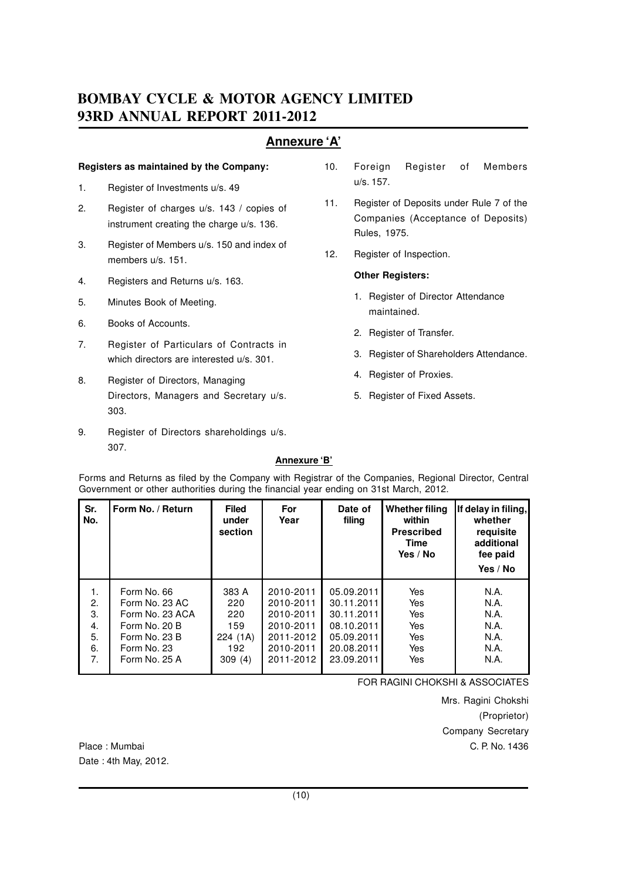## Annexure 'A'

**Registers as maintained by the Company:**

1. Register of Investments u/s. 49
2. Register of charges u/s. 143 / copies of instrument creating the charge u/s. 136.
3. Register of Members u/s. 150 and index of members u/s. 151.
4. Registers and Returns u/s. 163.
5. Minutes Book of Meeting.
6. Books of Accounts.
7. Register of Particulars of Contracts in which directors are interested u/s. 301.
8. Register of Directors, Managing Directors, Managers and Secretary u/s. 303.
9. Register of Directors shareholdings u/s. 307.
10. Foreign Register of Members u/s. 157.
11. Register of Deposits under Rule 7 of the Companies (Acceptance of Deposits) Rules, 1975.
12. Register of Inspection.

**Other Registers:**

1. Register of Director Attendance maintained.
2. Register of Transfer.
3. Register of Shareholders Attendance.
4. Register of Proxies.
5. Register of Fixed Assets.

## Annexure 'B'

Forms and Returns as filed by the Company with Registrar of the Companies, Regional Director, Central Government or other authorities during the financial year ending on 31st March, 2012.

| Sr. No. | Form No. / Return | Filed under section | For Year | Date of filing | Whether filing within Prescribed Time Yes / No | If delay in filing, whether requisite additional fee paid Yes / No |
|---|---|---|---|---|---|---|
| 1. | Form No. 66 | 383 A | 2010-2011 | 05.09.2011 | Yes | N.A. |
| 2. | Form No. 23 AC | 220 | 2010-2011 | 30.11.2011 | Yes | N.A. |
| 3. | Form No. 23 ACA | 220 | 2010-2011 | 30.11.2011 | Yes | N.A. |
| 4. | Form No. 20 B | 159 | 2010-2011 | 08.10.2011 | Yes | N.A. |
| 5. | Form No. 23 B | 224 (1A) | 2011-2012 | 05.09.2011 | Yes | N.A. |
| 6. | Form No. 23 | 192 | 2010-2011 | 20.08.2011 | Yes | N.A. |
| 7. | Form No. 25 A | 309 (4) | 2011-2012 | 23.09.2011 | Yes | N.A. |

FOR RAGINI CHOKSHI & ASSOCIATES

Mrs. Ragini Chokshi
(Proprietor)
Company Secretary
C. P. No. 1436

Place : Mumbai
Date : 4th May, 2012.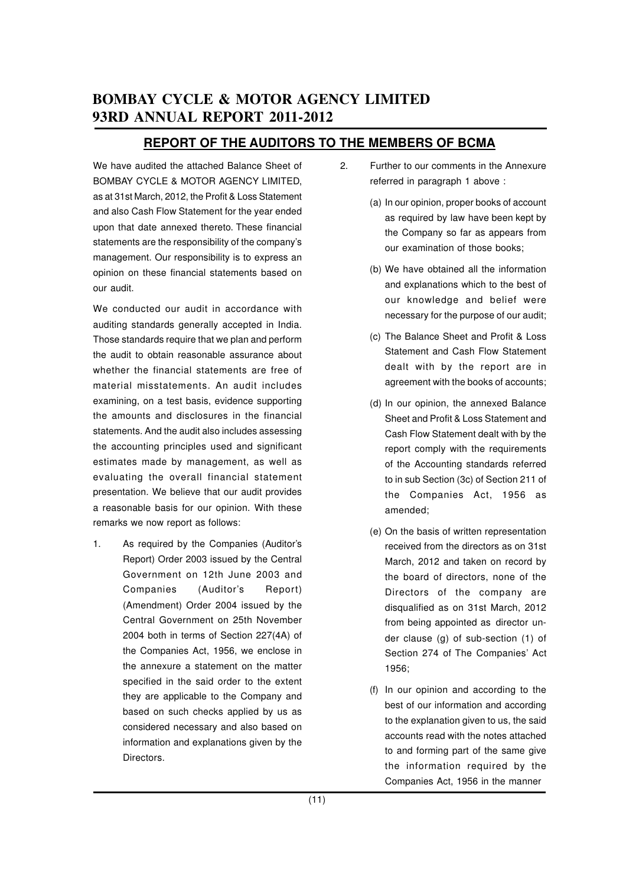## REPORT OF THE AUDITORS TO THE MEMBERS OF BCMA

We have audited the attached Balance Sheet of BOMBAY CYCLE & MOTOR AGENCY LIMITED, as at 31st March, 2012, the Profit & Loss Statement and also Cash Flow Statement for the year ended upon that date annexed thereto. These financial statements are the responsibility of the company's management. Our responsibility is to express an opinion on these financial statements based on our audit.

We conducted our audit in accordance with auditing standards generally accepted in India. Those standards require that we plan and perform the audit to obtain reasonable assurance about whether the financial statements are free of material misstatements. An audit includes examining, on a test basis, evidence supporting the amounts and disclosures in the financial statements. And the audit also includes assessing the accounting principles used and significant estimates made by management, as well as evaluating the overall financial statement presentation. We believe that our audit provides a reasonable basis for our opinion. With these remarks we now report as follows:

1. As required by the Companies (Auditor's Report) Order 2003 issued by the Central Government on 12th June 2003 and Companies (Auditor's Report) (Amendment) Order 2004 issued by the Central Government on 25th November 2004 both in terms of Section 227(4A) of the Companies Act, 1956, we enclose in the annexure a statement on the matter specified in the said order to the extent they are applicable to the Company and based on such checks applied by us as considered necessary and also based on information and explanations given by the Directors.

2. Further to our comments in the Annexure referred in paragraph 1 above :

   (a) In our opinion, proper books of account as required by law have been kept by the Company so far as appears from our examination of those books;

   (b) We have obtained all the information and explanations which to the best of our knowledge and belief were necessary for the purpose of our audit;

   (c) The Balance Sheet and Profit & Loss Statement and Cash Flow Statement dealt with by the report are in agreement with the books of accounts;

   (d) In our opinion, the annexed Balance Sheet and Profit & Loss Statement and Cash Flow Statement dealt with by the report comply with the requirements of the Accounting standards referred to in sub Section (3c) of Section 211 of the Companies Act, 1956 as amended;

   (e) On the basis of written representation received from the directors as on 31st March, 2012 and taken on record by the board of directors, none of the Directors of the company are disqualified as on 31st March, 2012 from being appointed as director under clause (g) of sub-section (1) of Section 274 of The Companies' Act 1956;

   (f) In our opinion and according to the best of our information and according to the explanation given to us, the said accounts read with the notes attached to and forming part of the same give the information required by the Companies Act, 1956 in the manner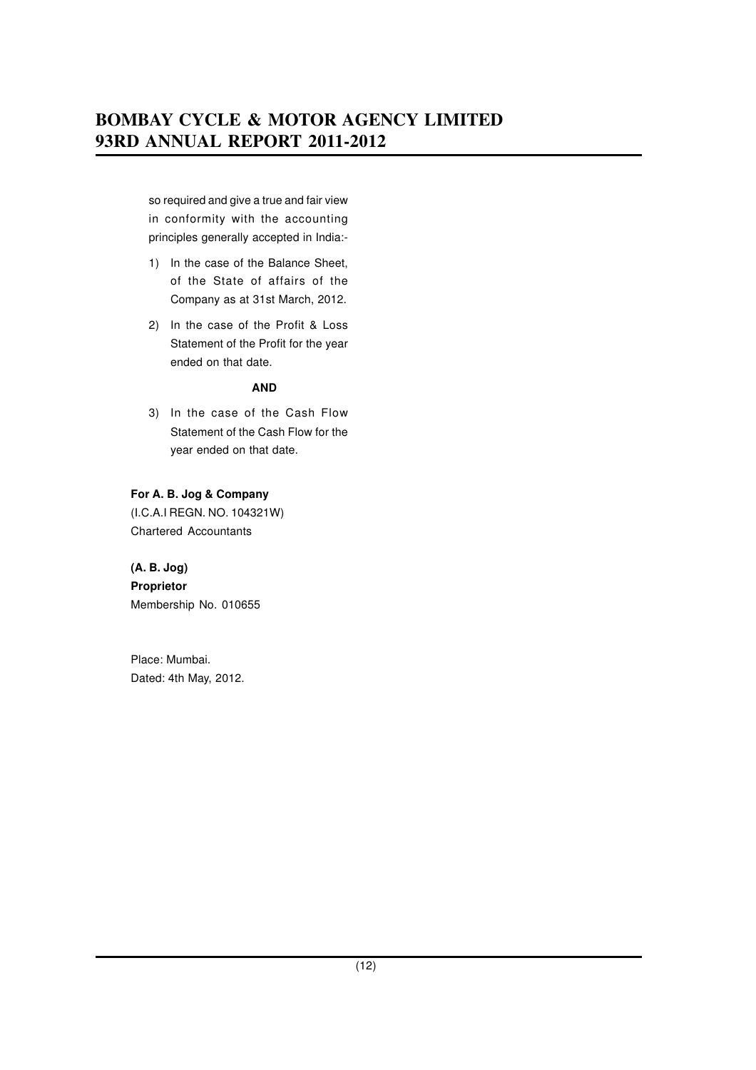so required and give a true and fair view in conformity with the accounting principles generally accepted in India:-

1) In the case of the Balance Sheet, of the State of affairs of the Company as at 31st March, 2012.

2) In the case of the Profit & Loss Statement of the Profit for the year ended on that date.

**AND**

3) In the case of the Cash Flow Statement of the Cash Flow for the year ended on that date.

**For A. B. Jog & Company**
(I.C.A.I REGN. NO. 104321W)
Chartered Accountants

**(A. B. Jog)**
**Proprietor**
Membership No. 010655

Place: Mumbai.
Dated: 4th May, 2012.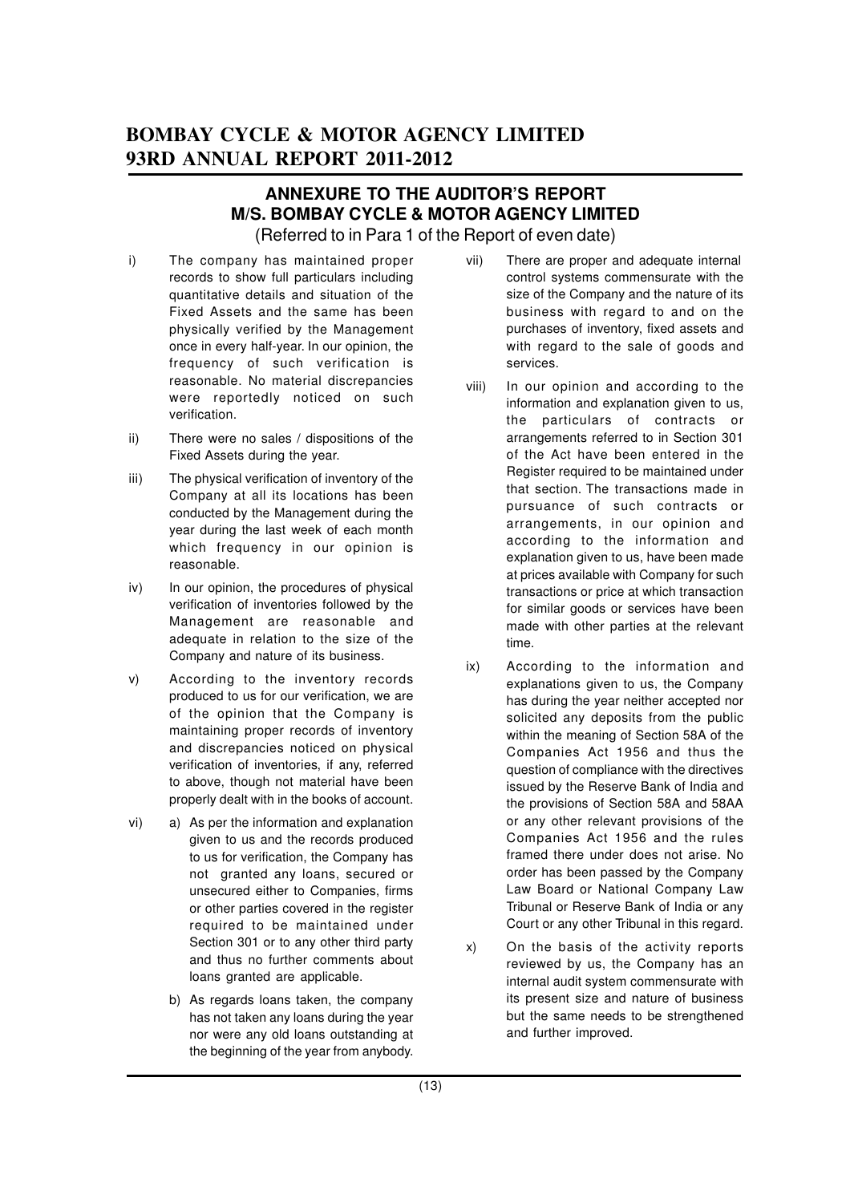## ANNEXURE TO THE AUDITOR'S REPORT
## M/S. BOMBAY CYCLE & MOTOR AGENCY LIMITED

(Referred to in Para 1 of the Report of even date)

i) The company has maintained proper records to show full particulars including quantitative details and situation of the Fixed Assets and the same has been physically verified by the Management once in every half-year. In our opinion, the frequency of such verification is reasonable. No material discrepancies were reportedly noticed on such verification.

ii) There were no sales / dispositions of the Fixed Assets during the year.

iii) The physical verification of inventory of the Company at all its locations has been conducted by the Management during the year during the last week of each month which frequency in our opinion is reasonable.

iv) In our opinion, the procedures of physical verification of inventories followed by the Management are reasonable and adequate in relation to the size of the Company and nature of its business.

v) According to the inventory records produced to us for our verification, we are of the opinion that the Company is maintaining proper records of inventory and discrepancies noticed on physical verification of inventories, if any, referred to above, though not material have been properly dealt with in the books of account.

vi) a) As per the information and explanation given to us and the records produced to us for verification, the Company has not granted any loans, secured or unsecured either to Companies, firms or other parties covered in the register required to be maintained under Section 301 or to any other third party and thus no further comments about loans granted are applicable.

b) As regards loans taken, the company has not taken any loans during the year nor were any old loans outstanding at the beginning of the year from anybody.

vii) There are proper and adequate internal control systems commensurate with the size of the Company and the nature of its business with regard to and on the purchases of inventory, fixed assets and with regard to the sale of goods and services.

viii) In our opinion and according to the information and explanation given to us, the particulars of contracts or arrangements referred to in Section 301 of the Act have been entered in the Register required to be maintained under that section. The transactions made in pursuance of such contracts or arrangements, in our opinion and according to the information and explanation given to us, have been made at prices available with Company for such transactions or price at which transaction for similar goods or services have been made with other parties at the relevant time.

ix) According to the information and explanations given to us, the Company has during the year neither accepted nor solicited any deposits from the public within the meaning of Section 58A of the Companies Act 1956 and thus the question of compliance with the directives issued by the Reserve Bank of India and the provisions of Section 58A and 58AA or any other relevant provisions of the Companies Act 1956 and the rules framed there under does not arise. No order has been passed by the Company Law Board or National Company Law Tribunal or Reserve Bank of India or any Court or any other Tribunal in this regard.

x) On the basis of the activity reports reviewed by us, the Company has an internal audit system commensurate with its present size and nature of business but the same needs to be strengthened and further improved.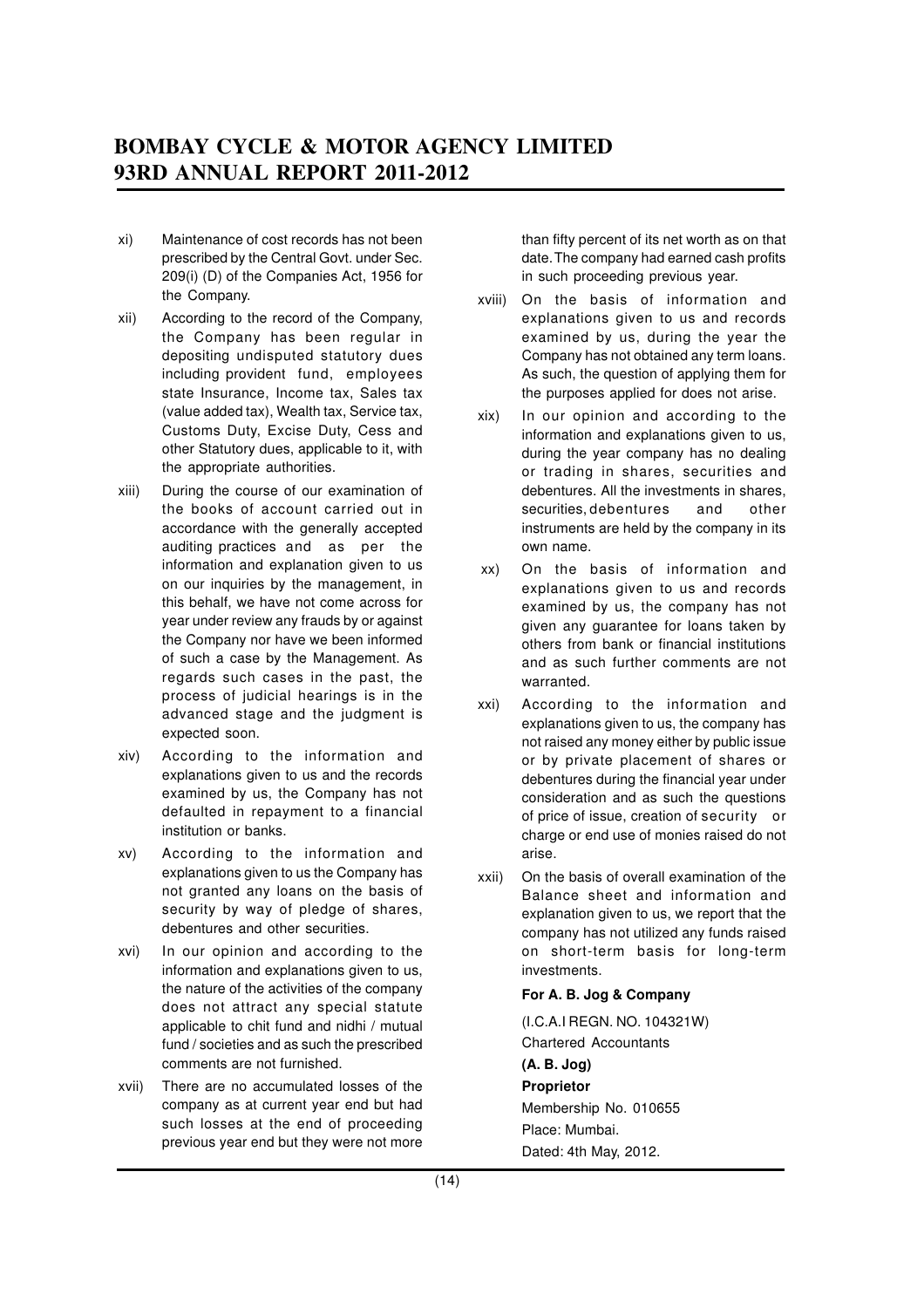xi) Maintenance of cost records has not been prescribed by the Central Govt. under Sec. 209(i) (D) of the Companies Act, 1956 for the Company.

xii) According to the record of the Company, the Company has been regular in depositing undisputed statutory dues including provident fund, employees state Insurance, Income tax, Sales tax (value added tax), Wealth tax, Service tax, Customs Duty, Excise Duty, Cess and other Statutory dues, applicable to it, with the appropriate authorities.

xiii) During the course of our examination of the books of account carried out in accordance with the generally accepted auditing practices and as per the information and explanation given to us on our inquiries by the management, in this behalf, we have not come across for year under review any frauds by or against the Company nor have we been informed of such a case by the Management. As regards such cases in the past, the process of judicial hearings is in the advanced stage and the judgment is expected soon.

xiv) According to the information and explanations given to us and the records examined by us, the Company has not defaulted in repayment to a financial institution or banks.

xv) According to the information and explanations given to us the Company has not granted any loans on the basis of security by way of pledge of shares, debentures and other securities.

xvi) In our opinion and according to the information and explanations given to us, the nature of the activities of the company does not attract any special statute applicable to chit fund and nidhi / mutual fund / societies and as such the prescribed comments are not furnished.

xvii) There are no accumulated losses of the company as at current year end but had such losses at the end of proceeding previous year end but they were not more than fifty percent of its net worth as on that date. The company had earned cash profits in such proceeding previous year.

xviii) On the basis of information and explanations given to us and records examined by us, during the year the Company has not obtained any term loans. As such, the question of applying them for the purposes applied for does not arise.

xix) In our opinion and according to the information and explanations given to us, during the year company has no dealing or trading in shares, securities and debentures. All the investments in shares, securities, debentures and other instruments are held by the company in its own name.

xx) On the basis of information and explanations given to us and records examined by us, the company has not given any guarantee for loans taken by others from bank or financial institutions and as such further comments are not warranted.

xxi) According to the information and explanations given to us, the company has not raised any money either by public issue or by private placement of shares or debentures during the financial year under consideration and as such the questions of price of issue, creation of security or charge or end use of monies raised do not arise.

xxii) On the basis of overall examination of the Balance sheet and information and explanation given to us, we report that the company has not utilized any funds raised on short-term basis for long-term investments.

**For A. B. Jog & Company**

(I.C.A.I REGN. NO. 104321W)
Chartered Accountants

**(A. B. Jog)**
**Proprietor**
Membership No. 010655
Place: Mumbai.
Dated: 4th May, 2012.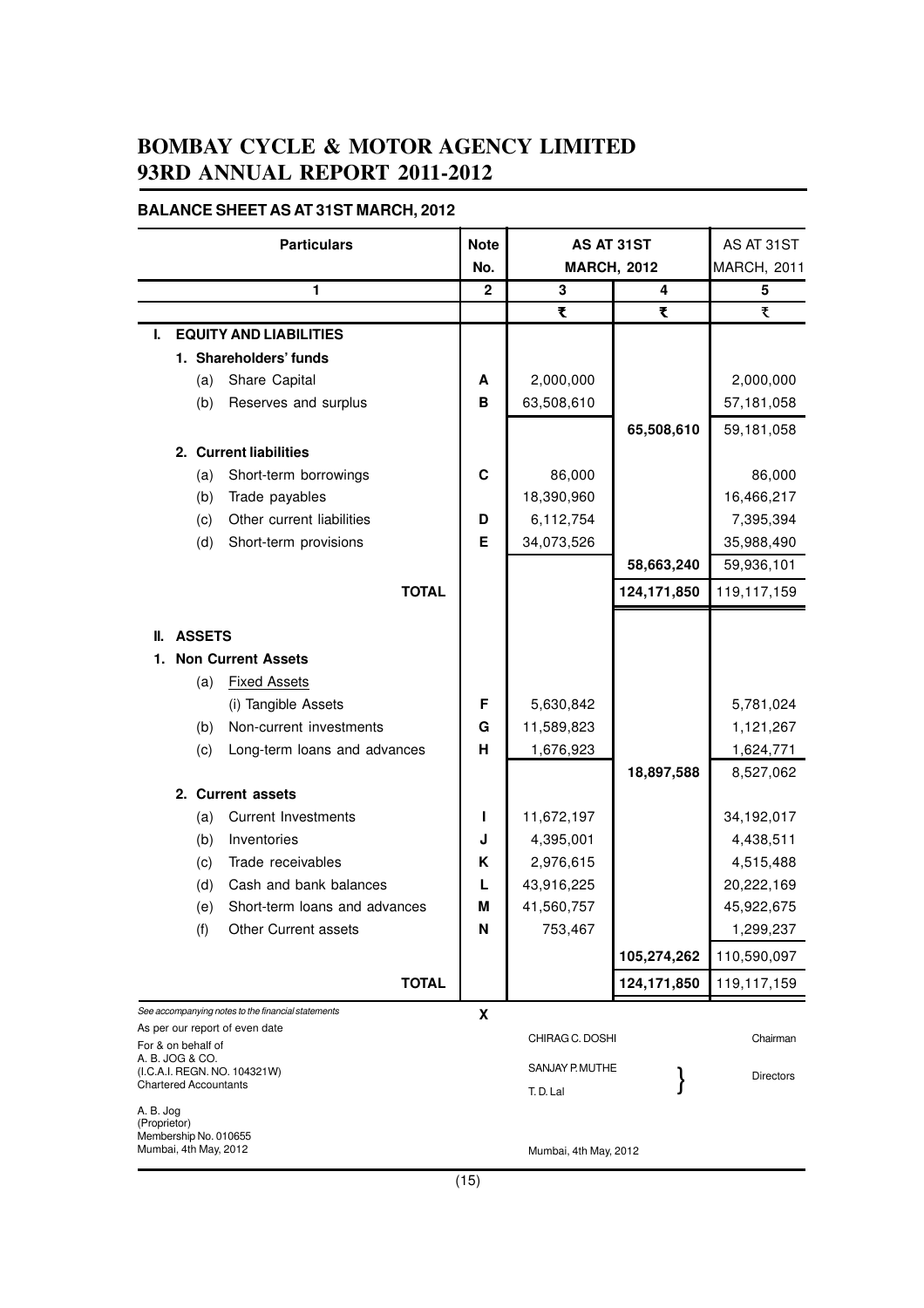# BOMBAY CYCLE & MOTOR AGENCY LIMITED
# 93RD ANNUAL REPORT 2011-2012

## BALANCE SHEET AS AT 31ST MARCH, 2012

| Particulars | Note No. | AS AT 31ST MARCH, 2012 | | AS AT 31ST MARCH, 2011 |
|---|---|---|---|---|
| 1 | 2 | 3 | 4 | 5 |
| | | ₹ | ₹ | ₹ |
| **I. EQUITY AND LIABILITIES** | | | | |
| **1. Shareholders' funds** | | | | |
| (a) Share Capital | A | 2,000,000 | | 2,000,000 |
| (b) Reserves and surplus | B | 63,508,610 | | 57,181,058 |
| | | | 65,508,610 | 59,181,058 |
| **2. Current liabilities** | | | | |
| (a) Short-term borrowings | C | 86,000 | | 86,000 |
| (b) Trade payables | | 18,390,960 | | 16,466,217 |
| (c) Other current liabilities | D | 6,112,754 | | 7,395,394 |
| (d) Short-term provisions | E | 34,073,526 | | 35,988,490 |
| | | | 58,663,240 | 59,936,101 |
| **TOTAL** | | | 124,171,850 | 119,117,159 |
| **II. ASSETS** | | | | |
| **1. Non Current Assets** | | | | |
| (a) Fixed Assets | | | | |
| (i) Tangible Assets | F | 5,630,842 | | 5,781,024 |
| (b) Non-current investments | G | 11,589,823 | | 1,121,267 |
| (c) Long-term loans and advances | H | 1,676,923 | | 1,624,771 |
| | | | 18,897,588 | 8,527,062 |
| **2. Current assets** | | | | |
| (a) Current Investments | I | 11,672,197 | | 34,192,017 |
| (b) Inventories | J | 4,395,001 | | 4,438,511 |
| (c) Trade receivables | K | 2,976,615 | | 4,515,488 |
| (d) Cash and bank balances | L | 43,916,225 | | 20,222,169 |
| (e) Short-term loans and advances | M | 41,560,757 | | 45,922,675 |
| (f) Other Current assets | N | 753,467 | | 1,299,237 |
| | | | 105,274,262 | 110,590,097 |
| **TOTAL** | | | 124,171,850 | 119,117,159 |

*See accompanying notes to the financial statements* — X

As per our report of even date
For & on behalf of
A. B. JOG & CO.
(I.C.A.I. REGN. NO. 104321W)
Chartered Accountants

A. B. Jog
(Proprietor)
Membership No. 010655
Mumbai, 4th May, 2012

CHIRAG C. DOSHI — Chairman

SANJAY P. MUTHE
T. D. Lal } Directors

Mumbai, 4th May, 2012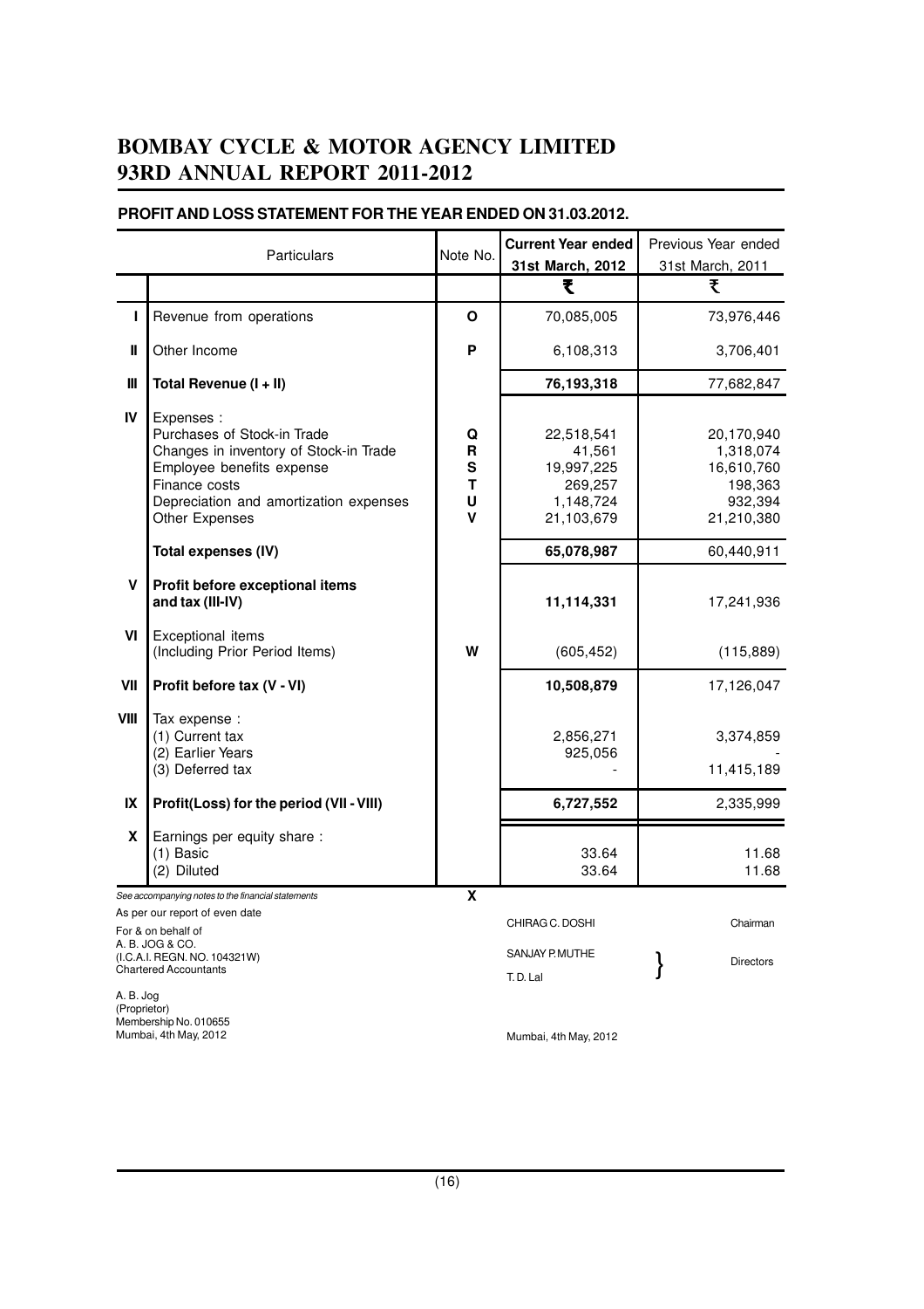# BOMBAY CYCLE & MOTOR AGENCY LIMITED
# 93RD ANNUAL REPORT 2011-2012

## PROFIT AND LOSS STATEMENT FOR THE YEAR ENDED ON 31.03.2012.

| | Particulars | Note No. | Current Year ended 31st March, 2012 | Previous Year ended 31st March, 2011 |
|---|---|---|---|---|
| | | | ₹ | ₹ |
| I | Revenue from operations | O | 70,085,005 | 73,976,446 |
| II | Other Income | P | 6,108,313 | 3,706,401 |
| III | **Total Revenue (I + II)** | | **76,193,318** | 77,682,847 |
| IV | Expenses : | | | |
| | Purchases of Stock-in Trade | Q | 22,518,541 | 20,170,940 |
| | Changes in inventory of Stock-in Trade | R | 41,561 | 1,318,074 |
| | Employee benefits expense | S | 19,997,225 | 16,610,760 |
| | Finance costs | T | 269,257 | 198,363 |
| | Depreciation and amortization expenses | U | 1,148,724 | 932,394 |
| | Other Expenses | V | 21,103,679 | 21,210,380 |
| | **Total expenses (IV)** | | **65,078,987** | 60,440,911 |
| V | **Profit before exceptional items and tax (III-IV)** | | **11,114,331** | 17,241,936 |
| VI | Exceptional items (Including Prior Period Items) | W | (605,452) | (115,889) |
| VII | **Profit before tax (V - VI)** | | **10,508,879** | 17,126,047 |
| VIII | Tax expense : | | | |
| | (1) Current tax | | 2,856,271 | 3,374,859 |
| | (2) Earlier Years | | 925,056 | - |
| | (3) Deferred tax | | - | 11,415,189 |
| IX | **Profit(Loss) for the period (VII - VIII)** | | **6,727,552** | 2,335,999 |
| X | Earnings per equity share : | | | |
| | (1) Basic | | 33.64 | 11.68 |
| | (2) Diluted | | 33.64 | 11.68 |

*See accompanying notes to the financial statements* **X**

As per our report of even date

For & on behalf of
A. B. JOG & CO.
(I.C.A.I. REGN. NO. 104321W)
Chartered Accountants

A. B. Jog
(Proprietor)
Membership No. 010655
Mumbai, 4th May, 2012

CHIRAG C. DOSHI — Chairman

SANJAY P. MUTHE
T. D. Lal — Directors

Mumbai, 4th May, 2012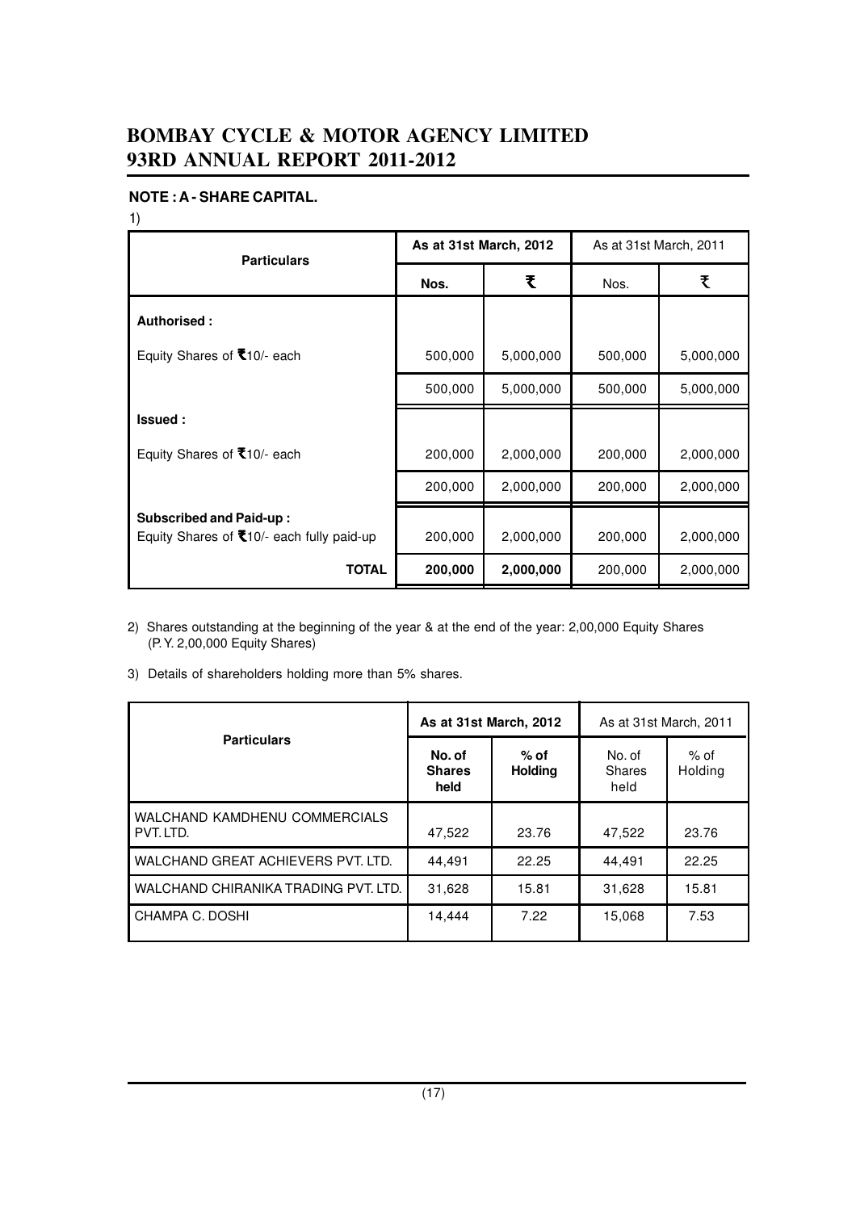# BOMBAY CYCLE & MOTOR AGENCY LIMITED
# 93RD ANNUAL REPORT 2011-2012

**NOTE : A - SHARE CAPITAL.**

1)

| Particulars | As at 31st March, 2012 | | As at 31st March, 2011 | |
|---|---|---|---|---|
| | Nos. | ₹ | Nos. | ₹ |
| **Authorised :** | | | | |
| Equity Shares of ₹10/- each | 500,000 | 5,000,000 | 500,000 | 5,000,000 |
| | 500,000 | 5,000,000 | 500,000 | 5,000,000 |
| **Issued :** | | | | |
| Equity Shares of ₹10/- each | 200,000 | 2,000,000 | 200,000 | 2,000,000 |
| | 200,000 | 2,000,000 | 200,000 | 2,000,000 |
| **Subscribed and Paid-up :** Equity Shares of ₹10/- each fully paid-up | 200,000 | 2,000,000 | 200,000 | 2,000,000 |
| **TOTAL** | **200,000** | **2,000,000** | 200,000 | 2,000,000 |

2) Shares outstanding at the beginning of the year & at the end of the year: 2,00,000 Equity Shares (P. Y. 2,00,000 Equity Shares)

3) Details of shareholders holding more than 5% shares.

| Particulars | As at 31st March, 2012 | | As at 31st March, 2011 | |
|---|---|---|---|---|
| | No. of Shares held | % of Holding | No. of Shares held | % of Holding |
| WALCHAND KAMDHENU COMMERCIALS PVT. LTD. | 47,522 | 23.76 | 47,522 | 23.76 |
| WALCHAND GREAT ACHIEVERS PVT. LTD. | 44,491 | 22.25 | 44,491 | 22.25 |
| WALCHAND CHIRANIKA TRADING PVT. LTD. | 31,628 | 15.81 | 31,628 | 15.81 |
| CHAMPA C. DOSHI | 14,444 | 7.22 | 15,068 | 7.53 |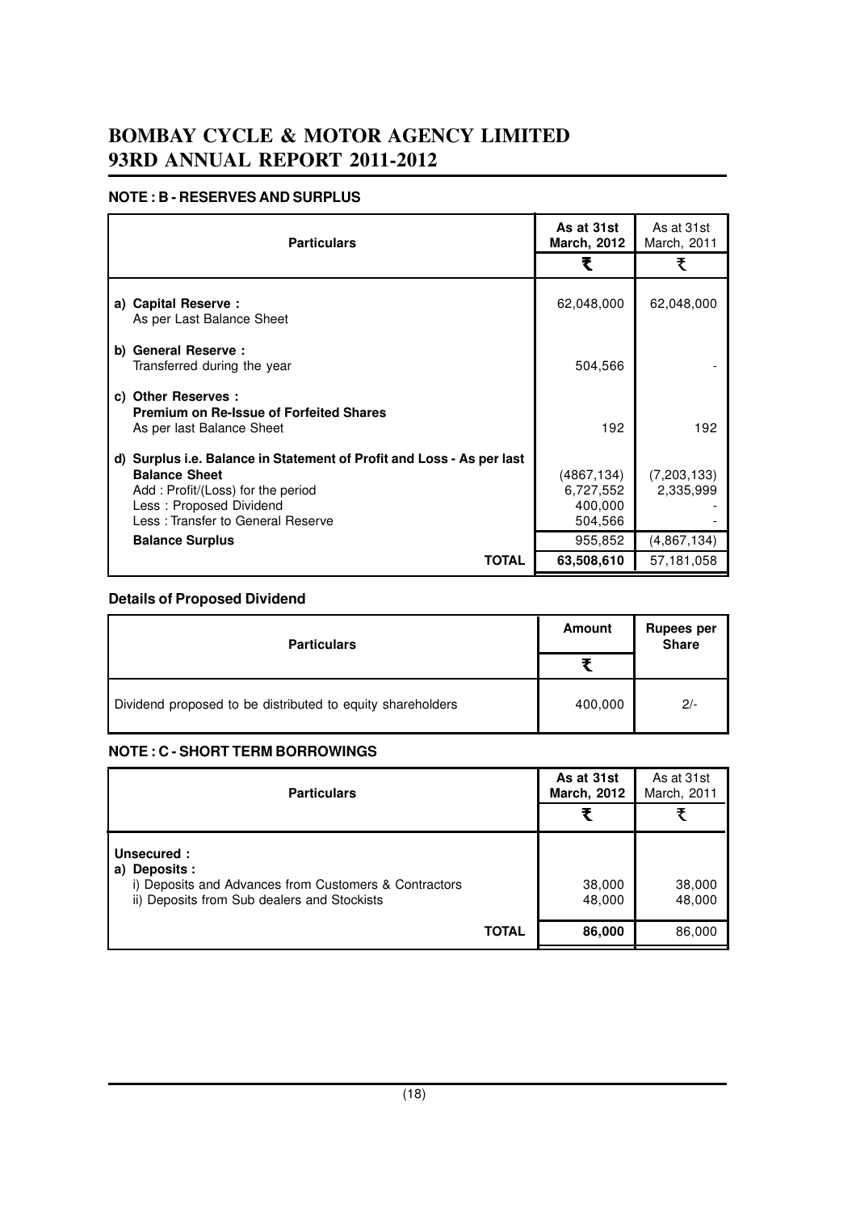## NOTE : B - RESERVES AND SURPLUS

| Particulars | As at 31st March, 2012 | As at 31st March, 2011 |
|---|---|---|
| | ₹ | ₹ |
| **a) Capital Reserve :** | | |
| As per Last Balance Sheet | 62,048,000 | 62,048,000 |
| **b) General Reserve :** | | |
| Transferred during the year | 504,566 | - |
| **c) Other Reserves :** | | |
| **Premium on Re-Issue of Forfeited Shares** | | |
| As per last Balance Sheet | 192 | 192 |
| **d) Surplus i.e. Balance in Statement of Profit and Loss - As per last Balance Sheet** | (4867,134) | (7,203,133) |
| Add : Profit/(Loss) for the period | 6,727,552 | 2,335,999 |
| Less : Proposed Dividend | 400,000 | - |
| Less : Transfer to General Reserve | 504,566 | - |
| **Balance Surplus** | 955,852 | (4,867,134) |
| **TOTAL** | **63,508,610** | 57,181,058 |

### Details of Proposed Dividend

| Particulars | Amount | Rupees per Share |
|---|---|---|
| | ₹ | |
| Dividend proposed to be distributed to equity shareholders | 400,000 | 2/- |

## NOTE : C - SHORT TERM BORROWINGS

| Particulars | As at 31st March, 2012 | As at 31st March, 2011 |
|---|---|---|
| | ₹ | ₹ |
| **Unsecured :** | | |
| **a) Deposits :** | | |
| i) Deposits and Advances from Customers & Contractors | 38,000 | 38,000 |
| ii) Deposits from Sub dealers and Stockists | 48,000 | 48,000 |
| **TOTAL** | **86,000** | 86,000 |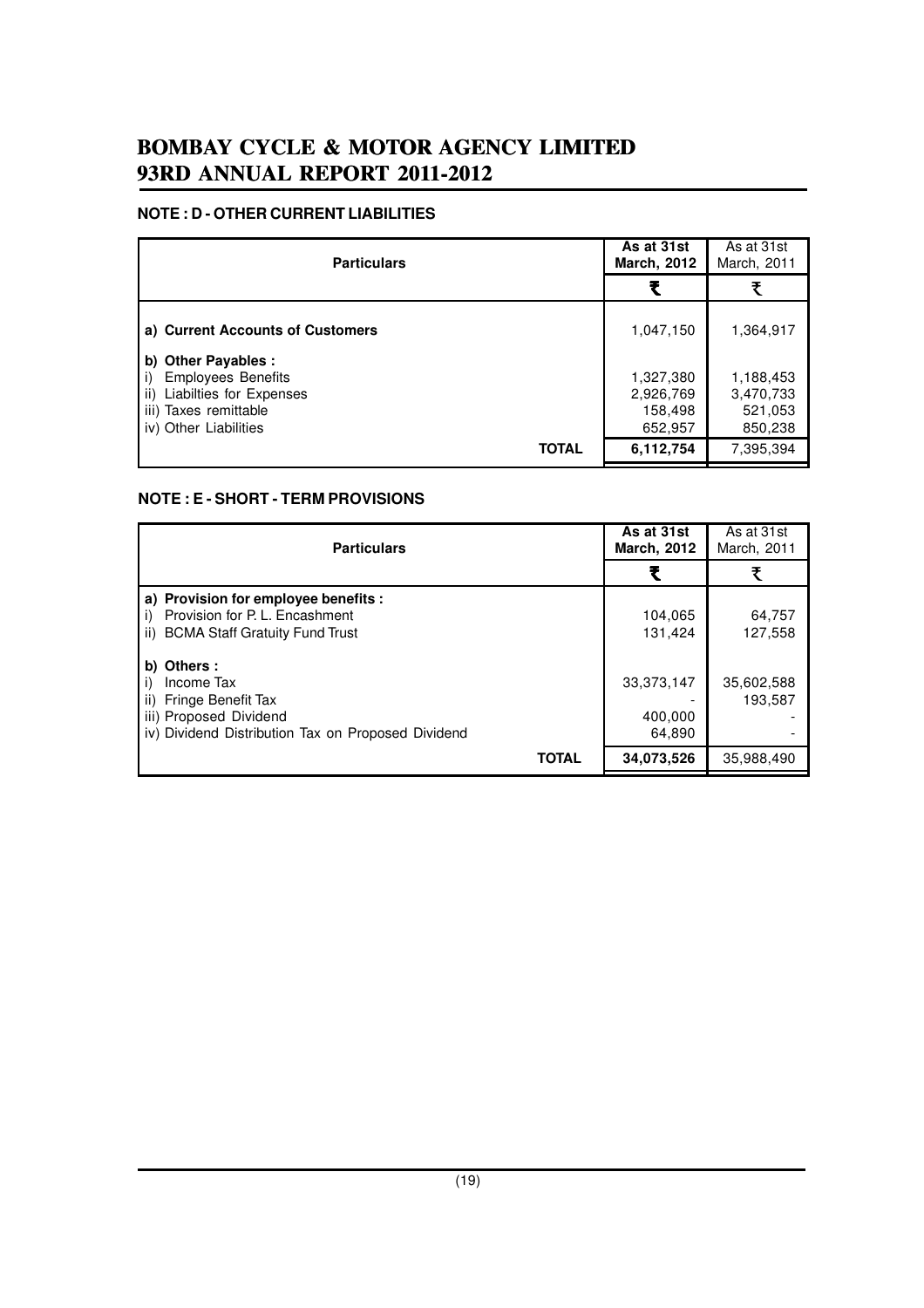## NOTE : D - OTHER CURRENT LIABILITIES

| Particulars | As at 31st March, 2012 | As at 31st March, 2011 |
|---|---|---|
| | ₹ | ₹ |
| **a) Current Accounts of Customers** | 1,047,150 | 1,364,917 |
| **b) Other Payables :** | | |
| i) Employees Benefits | 1,327,380 | 1,188,453 |
| ii) Liabilties for Expenses | 2,926,769 | 3,470,733 |
| iii) Taxes remittable | 158,498 | 521,053 |
| iv) Other Liabilities | 652,957 | 850,238 |
| **TOTAL** | **6,112,754** | 7,395,394 |

## NOTE : E - SHORT - TERM PROVISIONS

| Particulars | As at 31st March, 2012 | As at 31st March, 2011 |
|---|---|---|
| | ₹ | ₹ |
| **a) Provision for employee benefits :** | | |
| i) Provision for P. L. Encashment | 104,065 | 64,757 |
| ii) BCMA Staff Gratuity Fund Trust | 131,424 | 127,558 |
| **b) Others :** | | |
| i) Income Tax | 33,373,147 | 35,602,588 |
| ii) Fringe Benefit Tax | - | 193,587 |
| iii) Proposed Dividend | 400,000 | - |
| iv) Dividend Distribution Tax on Proposed Dividend | 64,890 | - |
| **TOTAL** | **34,073,526** | 35,988,490 |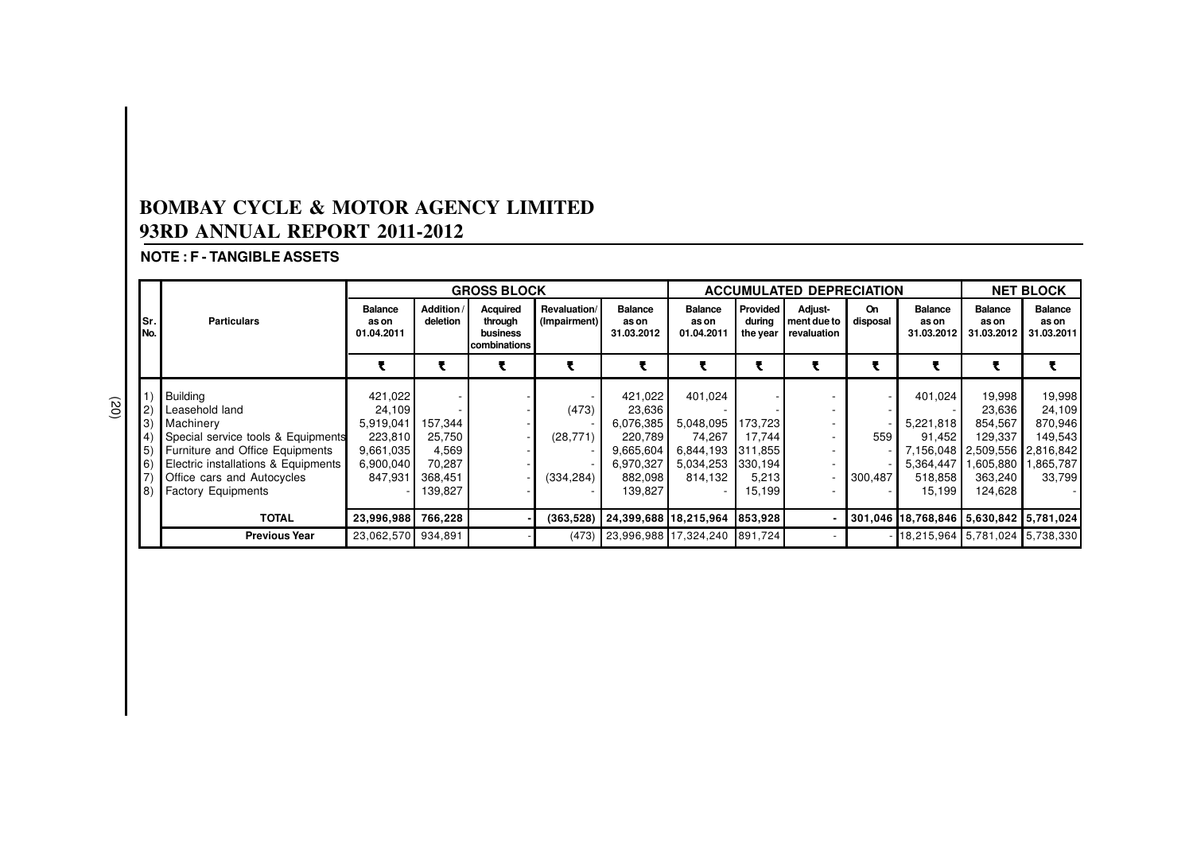# BOMBAY CYCLE & MOTOR AGENCY LIMITED
# 93RD ANNUAL REPORT 2011-2012

**NOTE : F - TANGIBLE ASSETS**

| Sr. No. | Particulars | GROSS BLOCK | | | | | ACCUMULATED DEPRECIATION | | | | | NET BLOCK | |
|---|---|---|---|---|---|---|---|---|---|---|---|---|---|
| | | Balance as on 01.04.2011 | Addition / deletion | Acquired through business combinations | Revaluation/ (Impairment) | Balance as on 31.03.2012 | Balance as on 01.04.2011 | Provided during the year | Adjust-ment due to revaluation | On disposal | Balance as on 31.03.2012 | Balance as on 31.03.2012 | Balance as on 31.03.2011 |
| | | ₹ | ₹ | ₹ | ₹ | ₹ | ₹ | ₹ | ₹ | ₹ | ₹ | ₹ | ₹ |
| 1) | Building | 421,022 | - | - | - | 421,022 | 401,024 | - | - | - | 401,024 | 19,998 | 19,998 |
| 2) | Leasehold land | 24,109 | - | - | (473) | 23,636 | - | - | - | - | - | 23,636 | 24,109 |
| 3) | Machinery | 5,919,041 | 157,344 | - | - | 6,076,385 | 5,048,095 | 173,723 | - | - | 5,221,818 | 854,567 | 870,946 |
| 4) | Special service tools & Equipments | 223,810 | 25,750 | - | (28,771) | 220,789 | 74,267 | 17,744 | - | 559 | 91,452 | 129,337 | 149,543 |
| 5) | Furniture and Office Equipments | 9,661,035 | 4,569 | - | - | 9,665,604 | 6,844,193 | 311,855 | - | - | 7,156,048 | 2,509,556 | 2,816,842 |
| 6) | Electric installations & Equipments | 6,900,040 | 70,287 | - | - | 6,970,327 | 5,034,253 | 330,194 | - | - | 5,364,447 | 1,605,880 | 1,865,787 |
| 7) | Office cars and Autocycles | 847,931 | 368,451 | - | (334,284) | 882,098 | 814,132 | 5,213 | - | 300,487 | 518,858 | 363,240 | 33,799 |
| 8) | Factory Equipments | - | 139,827 | - | - | 139,827 | - | 15,199 | - | - | 15,199 | 124,628 | - |
| | **TOTAL** | **23,996,988** | **766,228** | **-** | **(363,528)** | **24,399,688** | **18,215,964** | **853,928** | **-** | **301,046** | **18,768,846** | **5,630,842** | **5,781,024** |
| | **Previous Year** | 23,062,570 | 934,891 | - | (473) | 23,996,988 | 17,324,240 | 891,724 | - | - | 18,215,964 | 5,781,024 | 5,738,330 |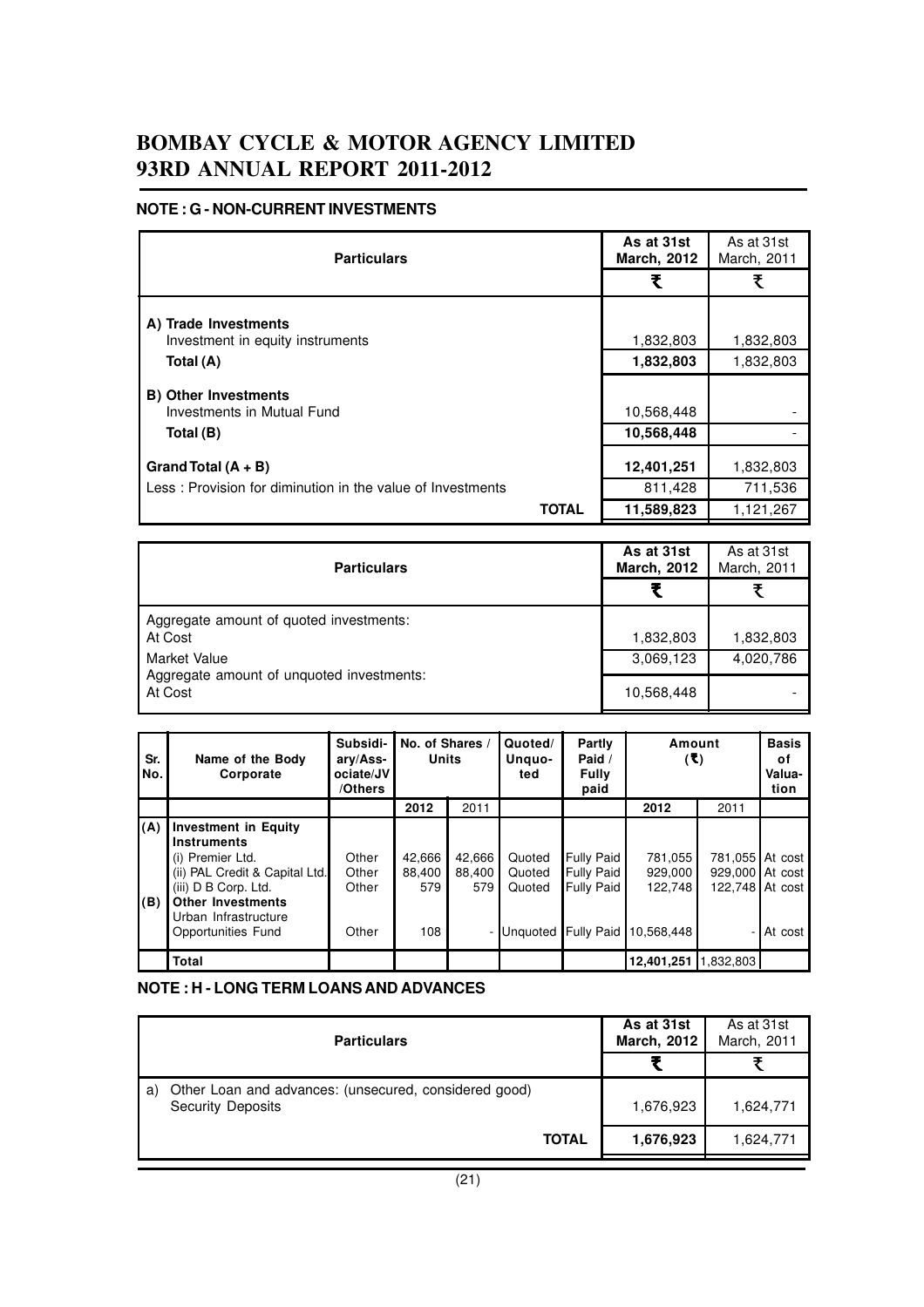# BOMBAY CYCLE & MOTOR AGENCY LIMITED
# 93RD ANNUAL REPORT 2011-2012

## NOTE : G - NON-CURRENT INVESTMENTS

| Particulars | As at 31st March, 2012 | As at 31st March, 2011 |
|---|---|---|
| | ₹ | ₹ |
| **A) Trade Investments** | | |
| Investment in equity instruments | 1,832,803 | 1,832,803 |
| **Total (A)** | **1,832,803** | 1,832,803 |
| **B) Other Investments** | | |
| Investments in Mutual Fund | 10,568,448 | - |
| **Total (B)** | **10,568,448** | - |
| **Grand Total (A + B)** | **12,401,251** | 1,832,803 |
| Less : Provision for diminution in the value of Investments | 811,428 | 711,536 |
| **TOTAL** | **11,589,823** | 1,121,267 |

| Particulars | As at 31st March, 2012 | As at 31st March, 2011 |
|---|---|---|
| | ₹ | ₹ |
| Aggregate amount of quoted investments: | | |
| At Cost | 1,832,803 | 1,832,803 |
| Market Value | 3,069,123 | 4,020,786 |
| Aggregate amount of unquoted investments: | | |
| At Cost | 10,568,448 | - |

| Sr. No. | Name of the Body Corporate | Subsidiary/Associate/JV/Others | No. of Shares / Units | | Quoted/ Unquoted | Partly Paid / Fully paid | Amount (₹) | | Basis of Valuation |
|---|---|---|---|---|---|---|---|---|---|
| | | | 2012 | 2011 | | | 2012 | 2011 | |
| (A) | **Investment in Equity Instruments** | | | | | | | | |
| | (i) Premier Ltd. | Other | 42,666 | 42,666 | Quoted | Fully Paid | 781,055 | 781,055 | At cost |
| | (ii) PAL Credit & Capital Ltd. | Other | 88,400 | 88,400 | Quoted | Fully Paid | 929,000 | 929,000 | At cost |
| | (iii) D B Corp. Ltd. | Other | 579 | 579 | Quoted | Fully Paid | 122,748 | 122,748 | At cost |
| (B) | **Other Investments** | | | | | | | | |
| | Urban Infrastructure Opportunities Fund | Other | 108 | - | Unquoted | Fully Paid | 10,568,448 | - | At cost |
| | **Total** | | | | | | **12,401,251** | 1,832,803 | |

## NOTE : H - LONG TERM LOANS AND ADVANCES

| Particulars | As at 31st March, 2012 | As at 31st March, 2011 |
|---|---|---|
| | ₹ | ₹ |
| a) Other Loan and advances: (unsecured, considered good) Security Deposits | 1,676,923 | 1,624,771 |
| **TOTAL** | **1,676,923** | 1,624,771 |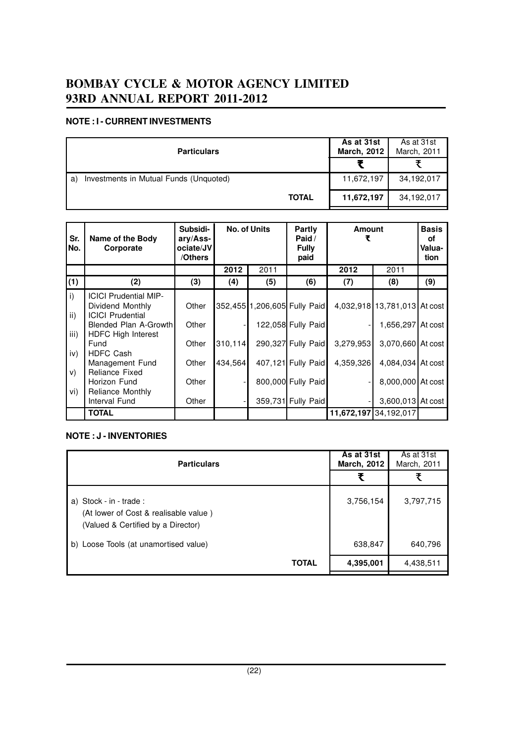# BOMBAY CYCLE & MOTOR AGENCY LIMITED
# 93RD ANNUAL REPORT 2011-2012

### NOTE : I - CURRENT INVESTMENTS

| Particulars | As at 31st March, 2012 | As at 31st March, 2011 |
|---|---|---|
| | ₹ | ₹ |
| a) Investments in Mutual Funds (Unquoted) | 11,672,197 | 34,192,017 |
| **TOTAL** | **11,672,197** | 34,192,017 |

| Sr. No. | Name of the Body Corporate | Subsidiary/Associate/JV/Others | No. of Units | | Partly Paid / Fully paid | Amount ₹ | | Basis of Valuation |
|---|---|---|---|---|---|---|---|---|
| | | | 2012 | 2011 | | 2012 | 2011 | |
| (1) | (2) | (3) | (4) | (5) | (6) | (7) | (8) | (9) |
| i) | ICICI Prudential MIP-Dividend Monthly | Other | 352,455 | 1,206,605 | Fully Paid | 4,032,918 | 13,781,013 | At cost |
| ii) | ICICI Prudential Blended Plan A-Growth | Other | - | 122,058 | Fully Paid | - | 1,656,297 | At cost |
| iii) | HDFC High Interest Fund | Other | 310,114 | 290,327 | Fully Paid | 3,279,953 | 3,070,660 | At cost |
| iv) | HDFC Cash Management Fund | Other | 434,564 | 407,121 | Fully Paid | 4,359,326 | 4,084,034 | At cost |
| v) | Reliance Fixed Horizon Fund | Other | - | 800,000 | Fully Paid | - | 8,000,000 | At cost |
| vi) | Reliance Monthly Interval Fund | Other | - | 359,731 | Fully Paid | - | 3,600,013 | At cost |
| | **TOTAL** | | | | | **11,672,197** | 34,192,017 | |

### NOTE : J - INVENTORIES

| Particulars | As at 31st March, 2012 | As at 31st March, 2011 |
|---|---|---|
| | ₹ | ₹ |
| a) Stock - in - trade : (At lower of Cost & realisable value ) (Valued & Certified by a Director) | 3,756,154 | 3,797,715 |
| b) Loose Tools (at unamortised value) | 638,847 | 640,796 |
| **TOTAL** | **4,395,001** | 4,438,511 |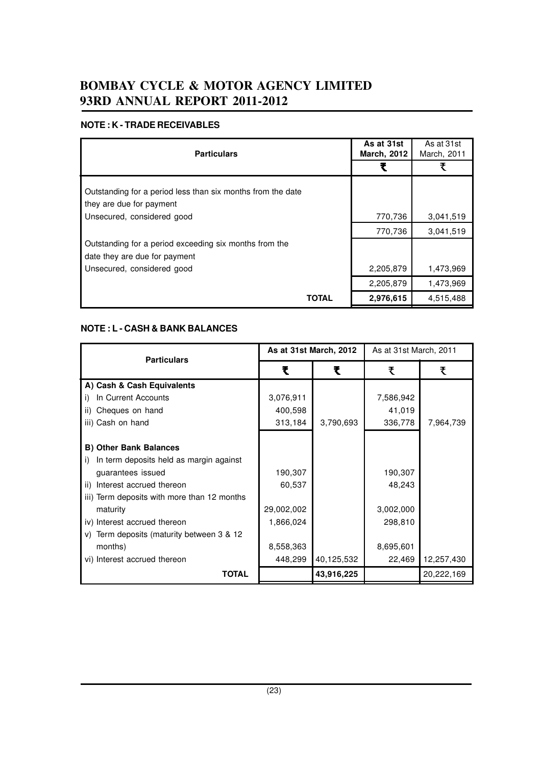# BOMBAY CYCLE & MOTOR AGENCY LIMITED
# 93RD ANNUAL REPORT 2011-2012

## NOTE : K - TRADE RECEIVABLES

| Particulars | As at 31st March, 2012 | As at 31st March, 2011 |
|---|---|---|
| | ₹ | ₹ |
| Outstanding for a period less than six months from the date they are due for payment | | |
| Unsecured, considered good | 770,736 | 3,041,519 |
| | 770,736 | 3,041,519 |
| Outstanding for a period exceeding six months from the date they are due for payment | | |
| Unsecured, considered good | 2,205,879 | 1,473,969 |
| | 2,205,879 | 1,473,969 |
| **TOTAL** | **2,976,615** | 4,515,488 |

## NOTE : L - CASH & BANK BALANCES

| Particulars | As at 31st March, 2012 | | As at 31st March, 2011 | |
|---|---|---|---|---|
| | ₹ | ₹ | ₹ | ₹ |
| **A) Cash & Cash Equivalents** | | | | |
| i) In Current Accounts | 3,076,911 | | 7,586,942 | |
| ii) Cheques on hand | 400,598 | | 41,019 | |
| iii) Cash on hand | 313,184 | 3,790,693 | 336,778 | 7,964,739 |
| **B) Other Bank Balances** | | | | |
| i) In term deposits held as margin against guarantees issued | 190,307 | | 190,307 | |
| ii) Interest accrued thereon | 60,537 | | 48,243 | |
| iii) Term deposits with more than 12 months maturity | 29,002,002 | | 3,002,000 | |
| iv) Interest accrued thereon | 1,866,024 | | 298,810 | |
| v) Term deposits (maturity between 3 & 12 months) | 8,558,363 | | 8,695,601 | |
| vi) Interest accrued thereon | 448,299 | 40,125,532 | 22,469 | 12,257,430 |
| **TOTAL** | | **43,916,225** | | 20,222,169 |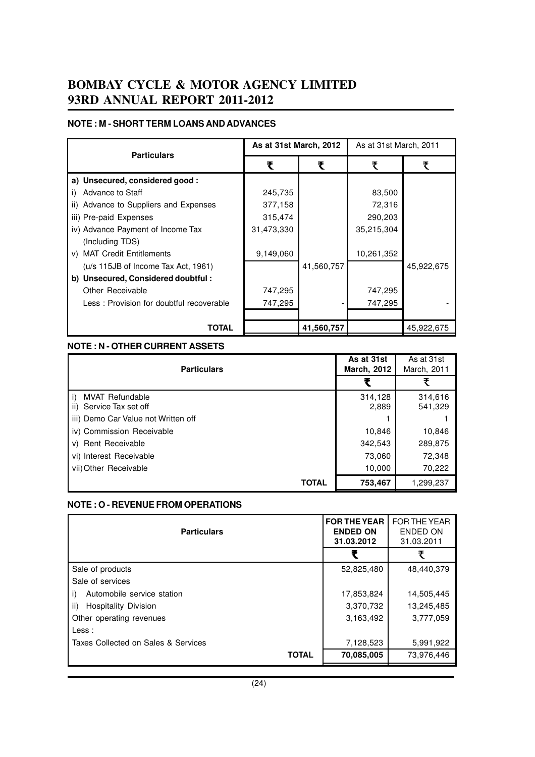# BOMBAY CYCLE & MOTOR AGENCY LIMITED
# 93RD ANNUAL REPORT 2011-2012

### NOTE : M - SHORT TERM LOANS AND ADVANCES

| Particulars | As at 31st March, 2012 | | As at 31st March, 2011 | |
|---|---|---|---|---|
| | ₹ | ₹ | ₹ | ₹ |
| **a) Unsecured, considered good :** | | | | |
| i) Advance to Staff | 245,735 | | 83,500 | |
| ii) Advance to Suppliers and Expenses | 377,158 | | 72,316 | |
| iii) Pre-paid Expenses | 315,474 | | 290,203 | |
| iv) Advance Payment of Income Tax (Including TDS) | 31,473,330 | | 35,215,304 | |
| v) MAT Credit Entitlements | 9,149,060 | | 10,261,352 | |
| (u/s 115JB of Income Tax Act, 1961) | | 41,560,757 | | 45,922,675 |
| **b) Unsecured, Considered doubtful :** | | | | |
| Other Receivable | 747,295 | | 747,295 | |
| Less : Provision for doubtful recoverable | 747,295 | - | 747,295 | - |
| **TOTAL** | | **41,560,757** | | 45,922,675 |

### NOTE : N - OTHER CURRENT ASSETS

| Particulars | As at 31st March, 2012 | As at 31st March, 2011 |
|---|---|---|
| | ₹ | ₹ |
| i) MVAT Refundable | 314,128 | 314,616 |
| ii) Service Tax set off | 2,889 | 541,329 |
| iii) Demo Car Value not Written off | 1 | 1 |
| iv) Commission Receivable | 10,846 | 10,846 |
| v) Rent Receivable | 342,543 | 289,875 |
| vi) Interest Receivable | 73,060 | 72,348 |
| vii) Other Receivable | 10,000 | 70,222 |
| **TOTAL** | **753,467** | 1,299,237 |

### NOTE : O - REVENUE FROM OPERATIONS

| Particulars | FOR THE YEAR ENDED ON 31.03.2012 | FOR THE YEAR ENDED ON 31.03.2011 |
|---|---|---|
| | ₹ | ₹ |
| Sale of products | 52,825,480 | 48,440,379 |
| Sale of services | | |
| i) Automobile service station | 17,853,824 | 14,505,445 |
| ii) Hospitality Division | 3,370,732 | 13,245,485 |
| Other operating revenues | 3,163,492 | 3,777,059 |
| Less : | | |
| Taxes Collected on Sales & Services | 7,128,523 | 5,991,922 |
| **TOTAL** | **70,085,005** | 73,976,446 |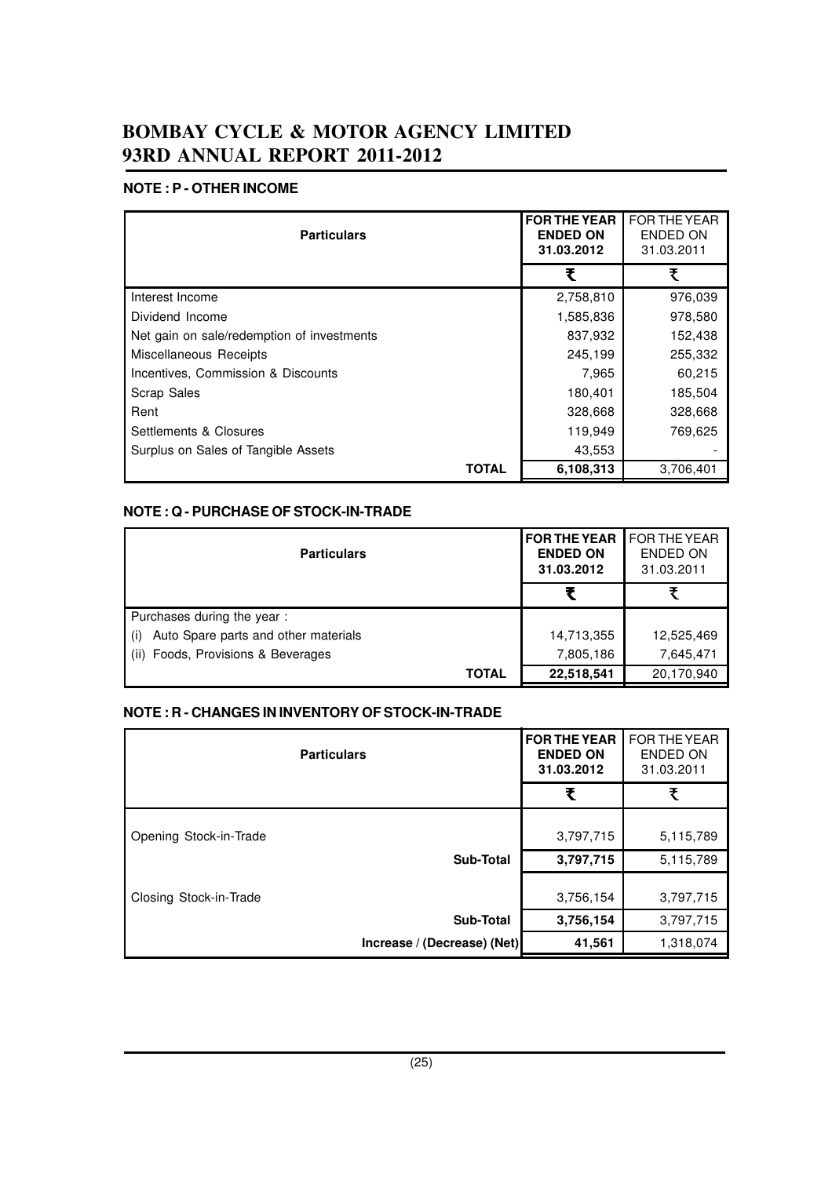## NOTE : P - OTHER INCOME

| Particulars | FOR THE YEAR ENDED ON 31.03.2012 | FOR THE YEAR ENDED ON 31.03.2011 |
|---|---|---|
| | ₹ | ₹ |
| Interest Income | 2,758,810 | 976,039 |
| Dividend Income | 1,585,836 | 978,580 |
| Net gain on sale/redemption of investments | 837,932 | 152,438 |
| Miscellaneous Receipts | 245,199 | 255,332 |
| Incentives, Commission & Discounts | 7,965 | 60,215 |
| Scrap Sales | 180,401 | 185,504 |
| Rent | 328,668 | 328,668 |
| Settlements & Closures | 119,949 | 769,625 |
| Surplus on Sales of Tangible Assets | 43,553 | - |
| **TOTAL** | **6,108,313** | 3,706,401 |

## NOTE : Q - PURCHASE OF STOCK-IN-TRADE

| Particulars | FOR THE YEAR ENDED ON 31.03.2012 | FOR THE YEAR ENDED ON 31.03.2011 |
|---|---|---|
| | ₹ | ₹ |
| Purchases during the year : | | |
| (i) Auto Spare parts and other materials | 14,713,355 | 12,525,469 |
| (ii) Foods, Provisions & Beverages | 7,805,186 | 7,645,471 |
| **TOTAL** | **22,518,541** | 20,170,940 |

## NOTE : R - CHANGES IN INVENTORY OF STOCK-IN-TRADE

| Particulars | FOR THE YEAR ENDED ON 31.03.2012 | FOR THE YEAR ENDED ON 31.03.2011 |
|---|---|---|
| | ₹ | ₹ |
| Opening Stock-in-Trade | 3,797,715 | 5,115,789 |
| **Sub-Total** | **3,797,715** | 5,115,789 |
| Closing Stock-in-Trade | 3,756,154 | 3,797,715 |
| **Sub-Total** | **3,756,154** | 3,797,715 |
| **Increase / (Decrease) (Net)** | **41,561** | 1,318,074 |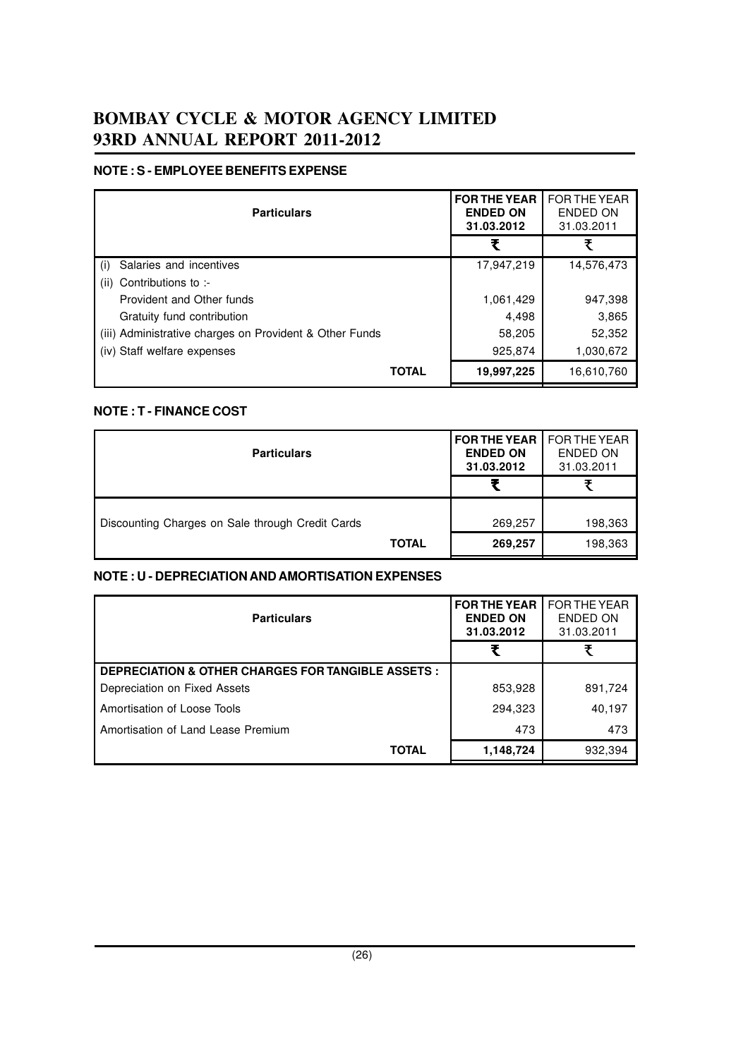# BOMBAY CYCLE & MOTOR AGENCY LIMITED
# 93RD ANNUAL REPORT 2011-2012

## NOTE : S - EMPLOYEE BENEFITS EXPENSE

| Particulars | FOR THE YEAR ENDED ON 31.03.2012 | FOR THE YEAR ENDED ON 31.03.2011 |
|---|---|---|
| | ₹ | ₹ |
| (i) Salaries and incentives | 17,947,219 | 14,576,473 |
| (ii) Contributions to :- | | |
| Provident and Other funds | 1,061,429 | 947,398 |
| Gratuity fund contribution | 4,498 | 3,865 |
| (iii) Administrative charges on Provident & Other Funds | 58,205 | 52,352 |
| (iv) Staff welfare expenses | 925,874 | 1,030,672 |
| **TOTAL** | **19,997,225** | 16,610,760 |

## NOTE : T - FINANCE COST

| Particulars | FOR THE YEAR ENDED ON 31.03.2012 | FOR THE YEAR ENDED ON 31.03.2011 |
|---|---|---|
| | ₹ | ₹ |
| Discounting Charges on Sale through Credit Cards | 269,257 | 198,363 |
| **TOTAL** | **269,257** | 198,363 |

## NOTE : U - DEPRECIATION AND AMORTISATION EXPENSES

| Particulars | FOR THE YEAR ENDED ON 31.03.2012 | FOR THE YEAR ENDED ON 31.03.2011 |
|---|---|---|
| | ₹ | ₹ |
| **DEPRECIATION & OTHER CHARGES FOR TANGIBLE ASSETS :** | | |
| Depreciation on Fixed Assets | 853,928 | 891,724 |
| Amortisation of Loose Tools | 294,323 | 40,197 |
| Amortisation of Land Lease Premium | 473 | 473 |
| **TOTAL** | **1,148,724** | 932,394 |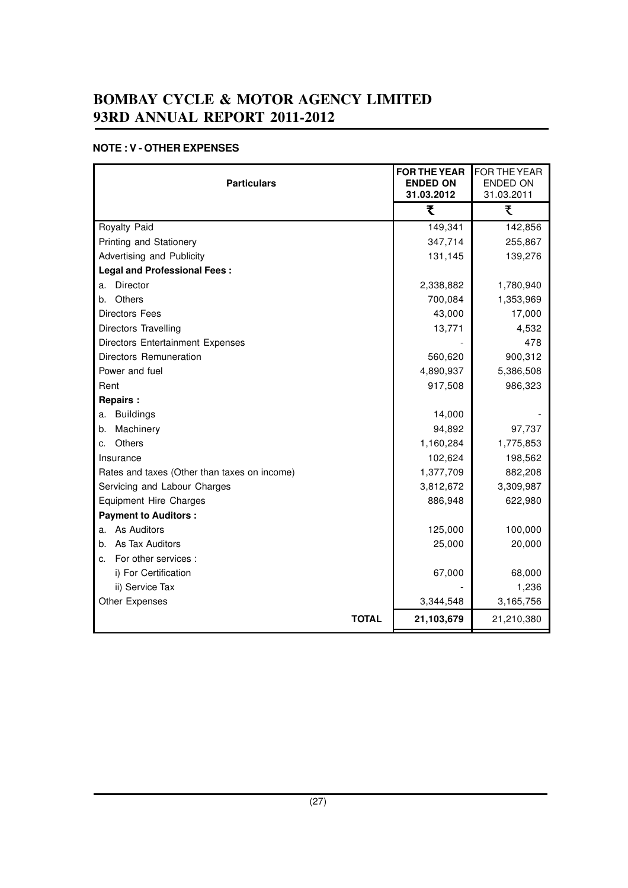# BOMBAY CYCLE & MOTOR AGENCY LIMITED
# 93RD ANNUAL REPORT 2011-2012

**NOTE : V - OTHER EXPENSES**

| Particulars | FOR THE YEAR ENDED ON 31.03.2012 | FOR THE YEAR ENDED ON 31.03.2011 |
|---|---|---|
| | ₹ | ₹ |
| Royalty Paid | 149,341 | 142,856 |
| Printing and Stationery | 347,714 | 255,867 |
| Advertising and Publicity | 131,145 | 139,276 |
| **Legal and Professional Fees :** | | |
| a. Director | 2,338,882 | 1,780,940 |
| b. Others | 700,084 | 1,353,969 |
| Directors Fees | 43,000 | 17,000 |
| Directors Travelling | 13,771 | 4,532 |
| Directors Entertainment Expenses | - | 478 |
| Directors Remuneration | 560,620 | 900,312 |
| Power and fuel | 4,890,937 | 5,386,508 |
| Rent | 917,508 | 986,323 |
| **Repairs :** | | |
| a. Buildings | 14,000 | - |
| b. Machinery | 94,892 | 97,737 |
| c. Others | 1,160,284 | 1,775,853 |
| Insurance | 102,624 | 198,562 |
| Rates and taxes (Other than taxes on income) | 1,377,709 | 882,208 |
| Servicing and Labour Charges | 3,812,672 | 3,309,987 |
| Equipment Hire Charges | 886,948 | 622,980 |
| **Payment to Auditors :** | | |
| a. As Auditors | 125,000 | 100,000 |
| b. As Tax Auditors | 25,000 | 20,000 |
| c. For other services : | | |
| i) For Certification | 67,000 | 68,000 |
| ii) Service Tax | - | 1,236 |
| Other Expenses | 3,344,548 | 3,165,756 |
| **TOTAL** | **21,103,679** | 21,210,380 |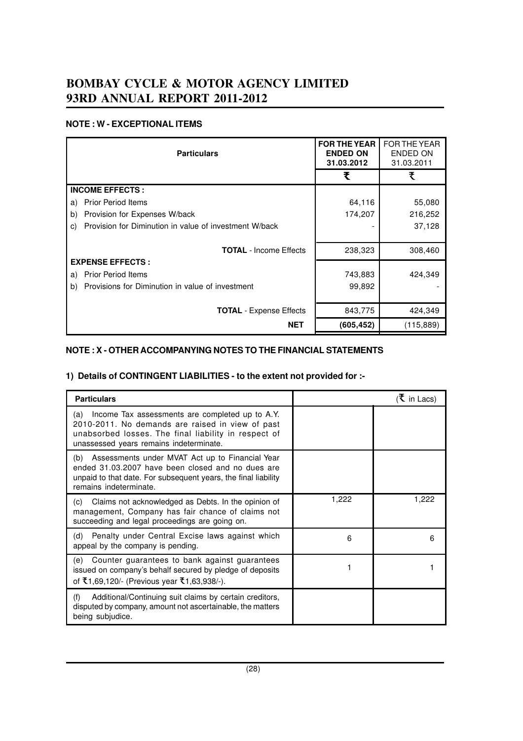## NOTE : W - EXCEPTIONAL ITEMS

| Particulars | FOR THE YEAR ENDED ON 31.03.2012 | FOR THE YEAR ENDED ON 31.03.2011 |
|---|---|---|
| | ₹ | ₹ |
| **INCOME EFFECTS :** | | |
| a) Prior Period Items | 64,116 | 55,080 |
| b) Provision for Expenses W/back | 174,207 | 216,252 |
| c) Provision for Diminution in value of investment W/back | - | 37,128 |
| **TOTAL** - Income Effects | 238,323 | 308,460 |
| **EXPENSE EFFECTS :** | | |
| a) Prior Period Items | 743,883 | 424,349 |
| b) Provisions for Diminution in value of investment | 99,892 | - |
| **TOTAL** - Expense Effects | 843,775 | 424,349 |
| **NET** | **(605,452)** | (115,889) |

## NOTE : X - OTHER ACCOMPANYING NOTES TO THE FINANCIAL STATEMENTS

### 1) Details of CONTINGENT LIABILITIES - to the extent not provided for :-

| Particulars | | (₹ in Lacs) |
|---|---|---|
| (a) Income Tax assessments are completed up to A.Y. 2010-2011. No demands are raised in view of past unabsorbed losses. The final liability in respect of unassessed years remains indeterminate. | | |
| (b) Assessments under MVAT Act up to Financial Year ended 31.03.2007 have been closed and no dues are unpaid to that date. For subsequent years, the final liability remains indeterminate. | | |
| (c) Claims not acknowledged as Debts. In the opinion of management, Company has fair chance of claims not succeeding and legal proceedings are going on. | 1,222 | 1,222 |
| (d) Penalty under Central Excise laws against which appeal by the company is pending. | 6 | 6 |
| (e) Counter guarantees to bank against guarantees issued on company's behalf secured by pledge of deposits of ₹1,69,120/- (Previous year ₹1,63,938/-). | 1 | 1 |
| (f) Additional/Continuing suit claims by certain creditors, disputed by company, amount not ascertainable, the matters being subjudice. | | |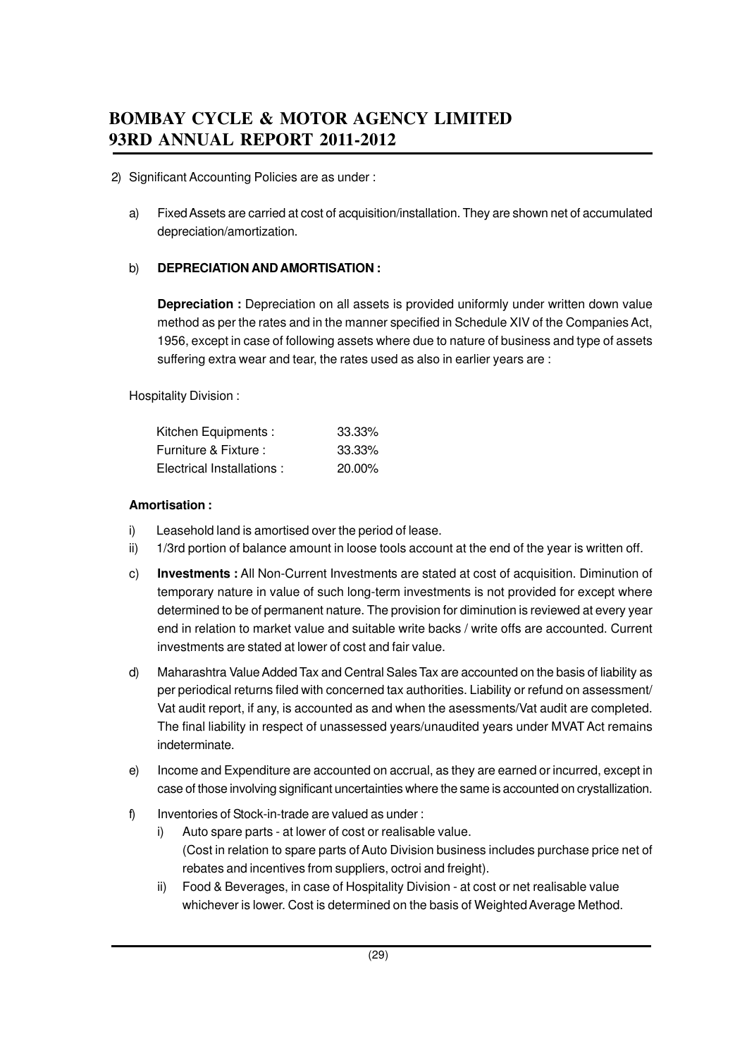2) Significant Accounting Policies are as under :

a) Fixed Assets are carried at cost of acquisition/installation. They are shown net of accumulated depreciation/amortization.

b) **DEPRECIATION AND AMORTISATION :**

**Depreciation :** Depreciation on all assets is provided uniformly under written down value method as per the rates and in the manner specified in Schedule XIV of the Companies Act, 1956, except in case of following assets where due to nature of business and type of assets suffering extra wear and tear, the rates used as also in earlier years are :

Hospitality Division :

| | |
|---|---|
| Kitchen Equipments : | 33.33% |
| Furniture & Fixture : | 33.33% |
| Electrical Installations : | 20.00% |

**Amortisation :**

i) Leasehold land is amortised over the period of lease.

ii) 1/3rd portion of balance amount in loose tools account at the end of the year is written off.

c) **Investments :** All Non-Current Investments are stated at cost of acquisition. Diminution of temporary nature in value of such long-term investments is not provided for except where determined to be of permanent nature. The provision for diminution is reviewed at every year end in relation to market value and suitable write backs / write offs are accounted. Current investments are stated at lower of cost and fair value.

d) Maharashtra Value Added Tax and Central Sales Tax are accounted on the basis of liability as per periodical returns filed with concerned tax authorities. Liability or refund on assessment/ Vat audit report, if any, is accounted as and when the asessments/Vat audit are completed. The final liability in respect of unassessed years/unaudited years under MVAT Act remains indeterminate.

e) Income and Expenditure are accounted on accrual, as they are earned or incurred, except in case of those involving significant uncertainties where the same is accounted on crystallization.

f) Inventories of Stock-in-trade are valued as under :

   i) Auto spare parts - at lower of cost or realisable value. (Cost in relation to spare parts of Auto Division business includes purchase price net of rebates and incentives from suppliers, octroi and freight).

   ii) Food & Beverages, in case of Hospitality Division - at cost or net realisable value whichever is lower. Cost is determined on the basis of Weighted Average Method.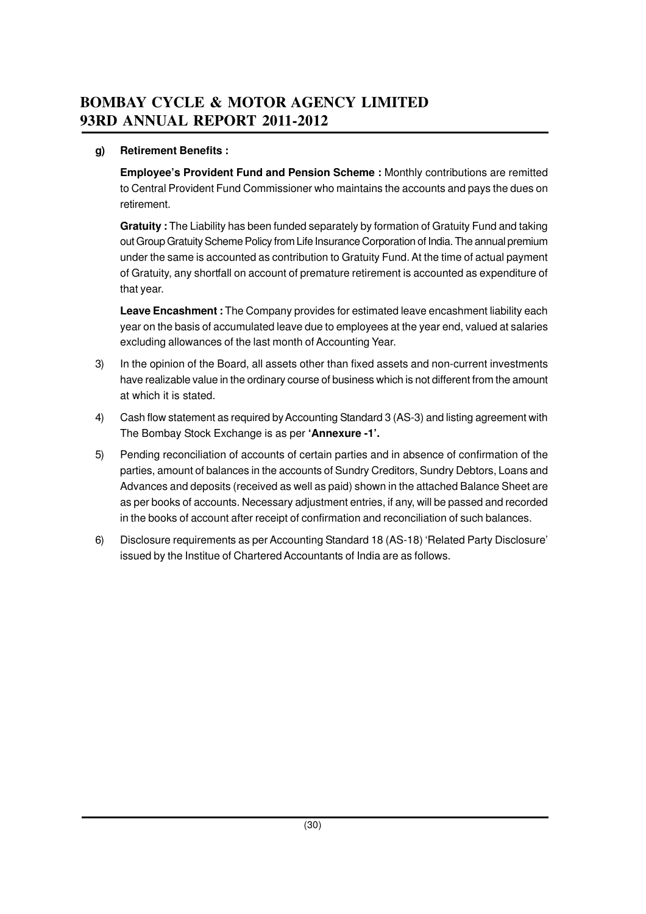**g) Retirement Benefits :**

**Employee's Provident Fund and Pension Scheme :** Monthly contributions are remitted to Central Provident Fund Commissioner who maintains the accounts and pays the dues on retirement.

**Gratuity :** The Liability has been funded separately by formation of Gratuity Fund and taking out Group Gratuity Scheme Policy from Life Insurance Corporation of India. The annual premium under the same is accounted as contribution to Gratuity Fund. At the time of actual payment of Gratuity, any shortfall on account of premature retirement is accounted as expenditure of that year.

**Leave Encashment :** The Company provides for estimated leave encashment liability each year on the basis of accumulated leave due to employees at the year end, valued at salaries excluding allowances of the last month of Accounting Year.

3) In the opinion of the Board, all assets other than fixed assets and non-current investments have realizable value in the ordinary course of business which is not different from the amount at which it is stated.

4) Cash flow statement as required by Accounting Standard 3 (AS-3) and listing agreement with The Bombay Stock Exchange is as per **'Annexure -1'.**

5) Pending reconciliation of accounts of certain parties and in absence of confirmation of the parties, amount of balances in the accounts of Sundry Creditors, Sundry Debtors, Loans and Advances and deposits (received as well as paid) shown in the attached Balance Sheet are as per books of accounts. Necessary adjustment entries, if any, will be passed and recorded in the books of account after receipt of confirmation and reconciliation of such balances.

6) Disclosure requirements as per Accounting Standard 18 (AS-18) 'Related Party Disclosure' issued by the Institue of Chartered Accountants of India are as follows.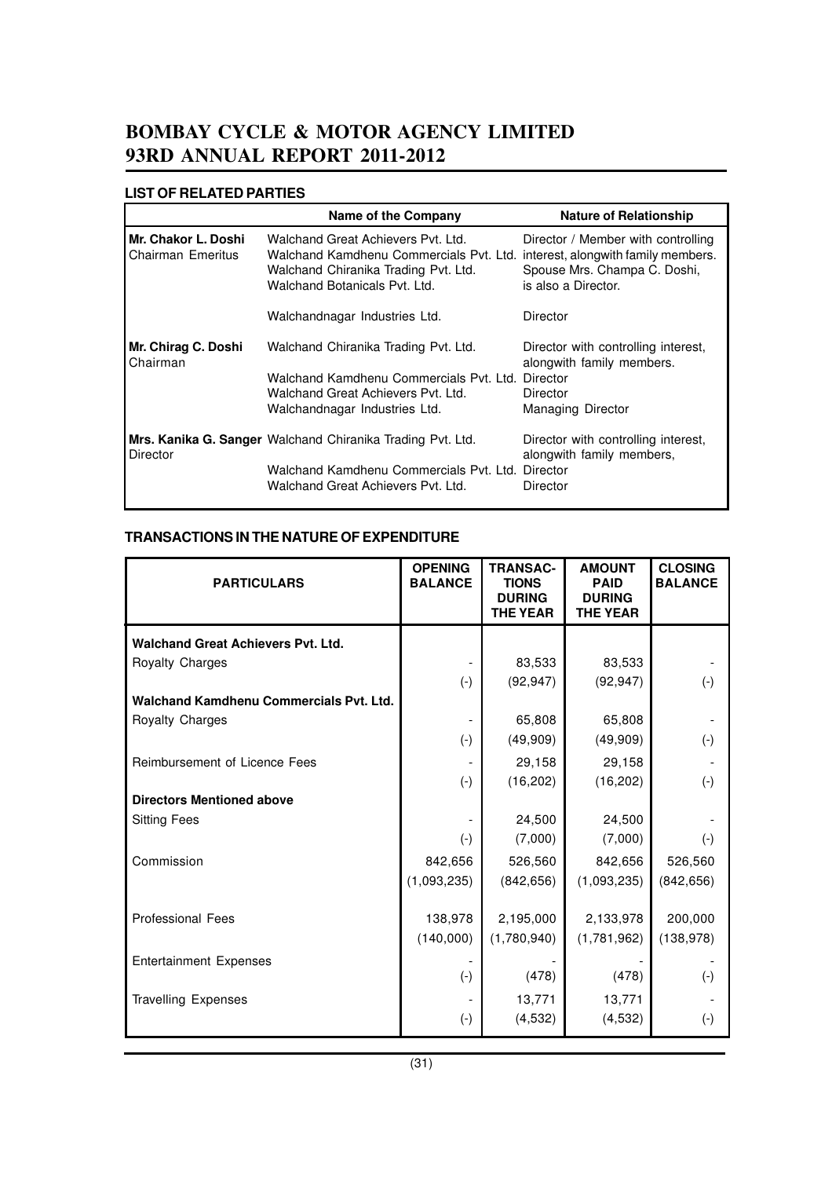# BOMBAY CYCLE & MOTOR AGENCY LIMITED
# 93RD ANNUAL REPORT 2011-2012

## LIST OF RELATED PARTIES

| | Name of the Company | Nature of Relationship |
|---|---|---|
| **Mr. Chakor L. Doshi** Chairman Emeritus | Walchand Great Achievers Pvt. Ltd. Walchand Kamdhenu Commercials Pvt. Ltd. Walchand Chiranika Trading Pvt. Ltd. Walchand Botanicals Pvt. Ltd. | Director / Member with controlling interest, alongwith family members. Spouse Mrs. Champa C. Doshi, is also a Director. |
| | Walchandnagar Industries Ltd. | Director |
| **Mr. Chirag C. Doshi** Chairman | Walchand Chiranika Trading Pvt. Ltd. | Director with controlling interest, alongwith family members. |
| | Walchand Kamdhenu Commercials Pvt. Ltd. | Director |
| | Walchand Great Achievers Pvt. Ltd. | Director |
| | Walchandnagar Industries Ltd. | Managing Director |
| **Mrs. Kanika G. Sanger** Director | Walchand Chiranika Trading Pvt. Ltd. | Director with controlling interest, alongwith family members, |
| | Walchand Kamdhenu Commercials Pvt. Ltd. | Director |
| | Walchand Great Achievers Pvt. Ltd. | Director |

## TRANSACTIONS IN THE NATURE OF EXPENDITURE

| PARTICULARS | OPENING BALANCE | TRANSAC-TIONS DURING THE YEAR | AMOUNT PAID DURING THE YEAR | CLOSING BALANCE |
|---|---|---|---|---|
| **Walchand Great Achievers Pvt. Ltd.** | | | | |
| Royalty Charges | - | 83,533 | 83,533 | - |
| | (-) | (92,947) | (92,947) | (-) |
| **Walchand Kamdhenu Commercials Pvt. Ltd.** | | | | |
| Royalty Charges | - | 65,808 | 65,808 | - |
| | (-) | (49,909) | (49,909) | (-) |
| Reimbursement of Licence Fees | - | 29,158 | 29,158 | - |
| | (-) | (16,202) | (16,202) | (-) |
| **Directors Mentioned above** | | | | |
| Sitting Fees | - | 24,500 | 24,500 | - |
| | (-) | (7,000) | (7,000) | (-) |
| Commission | 842,656 | 526,560 | 842,656 | 526,560 |
| | (1,093,235) | (842,656) | (1,093,235) | (842,656) |
| Professional Fees | 138,978 | 2,195,000 | 2,133,978 | 200,000 |
| | (140,000) | (1,780,940) | (1,781,962) | (138,978) |
| Entertainment Expenses | - | - | - | - |
| | (-) | (478) | (478) | (-) |
| Travelling Expenses | - | 13,771 | 13,771 | - |
| | (-) | (4,532) | (4,532) | (-) |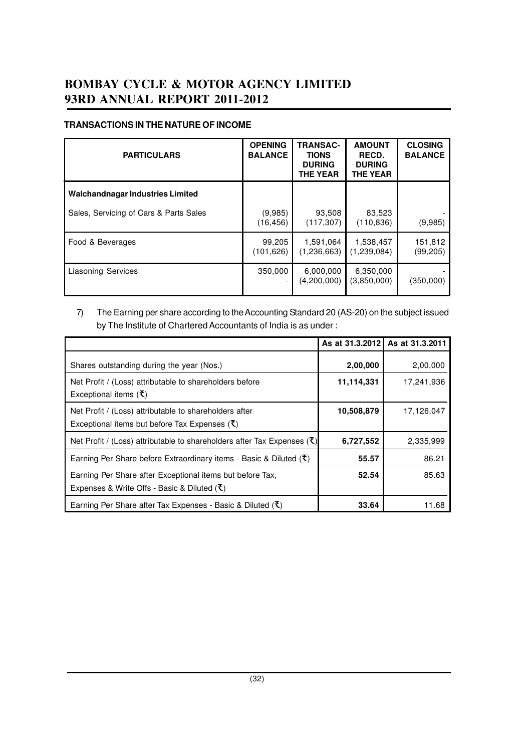## TRANSACTIONS IN THE NATURE OF INCOME

| PARTICULARS | OPENING BALANCE | TRANSAC-TIONS DURING THE YEAR | AMOUNT RECD. DURING THE YEAR | CLOSING BALANCE |
|---|---|---|---|---|
| **Walchandnagar Industries Limited** | | | | |
| Sales, Servicing of Cars & Parts Sales | (9,985)<br>(16,456) | 93,508<br>(117,307) | 83,523<br>(110,836) | -<br>(9,985) |
| Food & Beverages | 99,205<br>(101,626) | 1,591,064<br>(1,236,663) | 1,538,457<br>(1,239,084) | 151,812<br>(99,205) |
| Liasoning Services | 350,000<br>- | 6,000,000<br>(4,200,000) | 6,350,000<br>(3,850,000) | -<br>(350,000) |

7) The Earning per share according to the Accounting Standard 20 (AS-20) on the subject issued by The Institute of Chartered Accountants of India is as under :

| | As at 31.3.2012 | As at 31.3.2011 |
|---|---|---|
| Shares outstanding during the year (Nos.) | **2,00,000** | 2,00,000 |
| Net Profit / (Loss) attributable to shareholders before Exceptional items (₹) | **11,114,331** | 17,241,936 |
| Net Profit / (Loss) attributable to shareholders after Exceptional items but before Tax Expenses (₹) | **10,508,879** | 17,126,047 |
| Net Profit / (Loss) attributable to shareholders after Tax Expenses (₹) | **6,727,552** | 2,335,999 |
| Earning Per Share before Extraordinary items - Basic & Diluted (₹) | **55.57** | 86.21 |
| Earning Per Share after Exceptional items but before Tax, Expenses & Write Offs - Basic & Diluted (₹) | **52.54** | 85.63 |
| Earning Per Share after Tax Expenses - Basic & Diluted (₹) | **33.64** | 11.68 |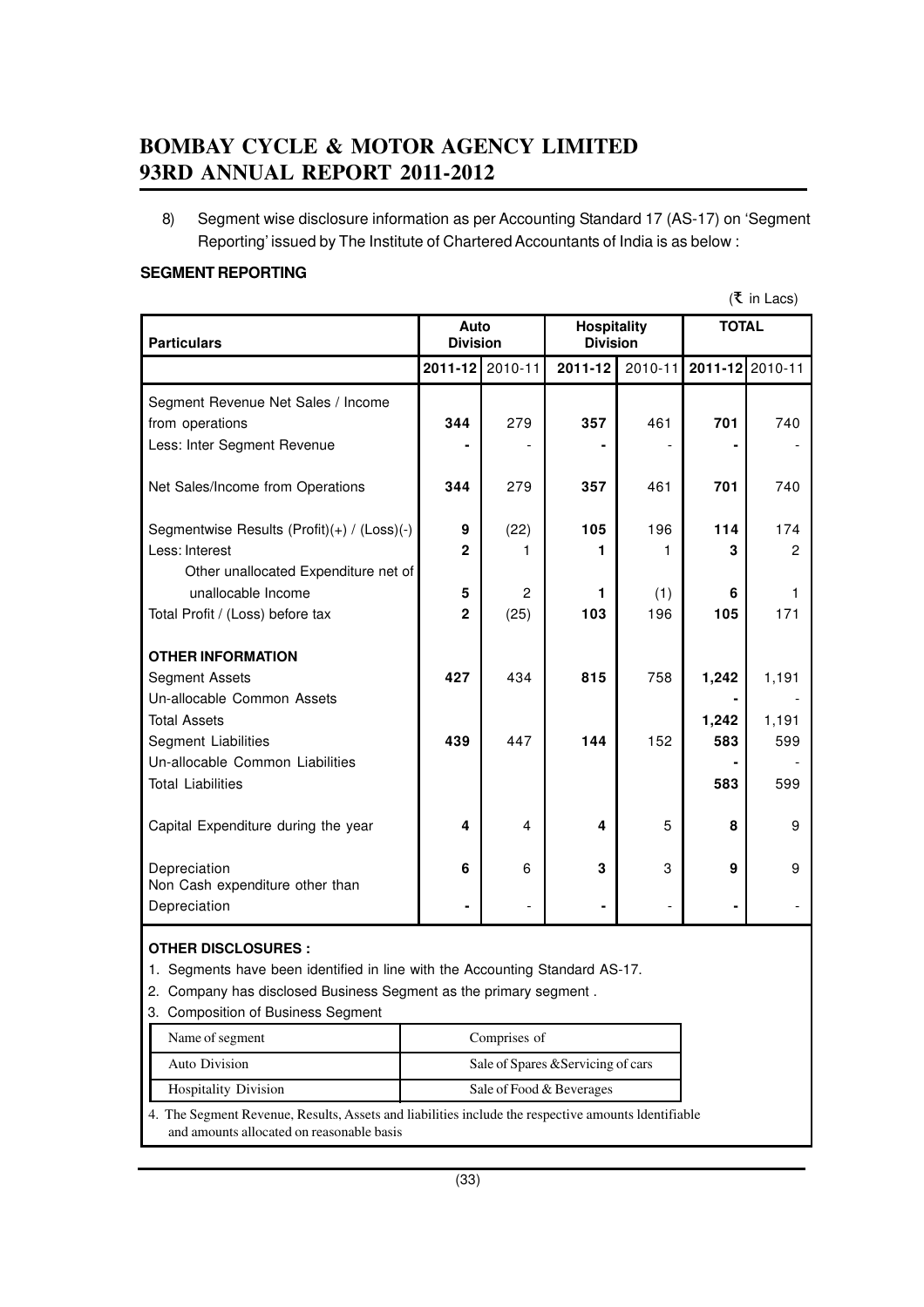8) Segment wise disclosure information as per Accounting Standard 17 (AS-17) on 'Segment Reporting' issued by The Institute of Chartered Accountants of India is as below :

**SEGMENT REPORTING**

(₹ in Lacs)

| Particulars | Auto Division | | Hospitality Division | | TOTAL | |
|---|---|---|---|---|---|---|
| | **2011-12** | 2010-11 | **2011-12** | 2010-11 | **2011-12** | 2010-11 |
| Segment Revenue Net Sales / Income from operations | **344** | 279 | **357** | 461 | **701** | 740 |
| Less: Inter Segment Revenue | **-** | - | **-** | - | **-** | - |
| Net Sales/Income from Operations | **344** | 279 | **357** | 461 | **701** | 740 |
| Segmentwise Results (Profit)(+) / (Loss)(-) | **9** | (22) | **105** | 196 | **114** | 174 |
| Less: Interest | **2** | 1 | **1** | 1 | **3** | 2 |
| Other unallocated Expenditure net of unallocable Income | **5** | 2 | **1** | (1) | **6** | 1 |
| Total Profit / (Loss) before tax | **2** | (25) | **103** | 196 | **105** | 171 |
| **OTHER INFORMATION** | | | | | | |
| Segment Assets | **427** | 434 | **815** | 758 | **1,242** | 1,191 |
| Un-allocable Common Assets | | | | | **-** | - |
| Total Assets | | | | | **1,242** | 1,191 |
| Segment Liabilities | **439** | 447 | **144** | 152 | **583** | 599 |
| Un-allocable Common Liabilities | | | | | **-** | - |
| Total Liabilities | | | | | **583** | 599 |
| Capital Expenditure during the year | **4** | 4 | **4** | 5 | **8** | 9 |
| Depreciation | **6** | 6 | **3** | 3 | **9** | 9 |
| Non Cash expenditure other than Depreciation | **-** | - | **-** | - | **-** | - |

**OTHER DISCLOSURES :**

1. Segments have been identified in line with the Accounting Standard AS-17.
2. Company has disclosed Business Segment as the primary segment .
3. Composition of Business Segment

| Name of segment | Comprises of |
|---|---|
| Auto Division | Sale of Spares &Servicing of cars |
| Hospitality Division | Sale of Food & Beverages |

4. The Segment Revenue, Results, Assets and liabilities include the respective amounts Identifiable and amounts allocated on reasonable basis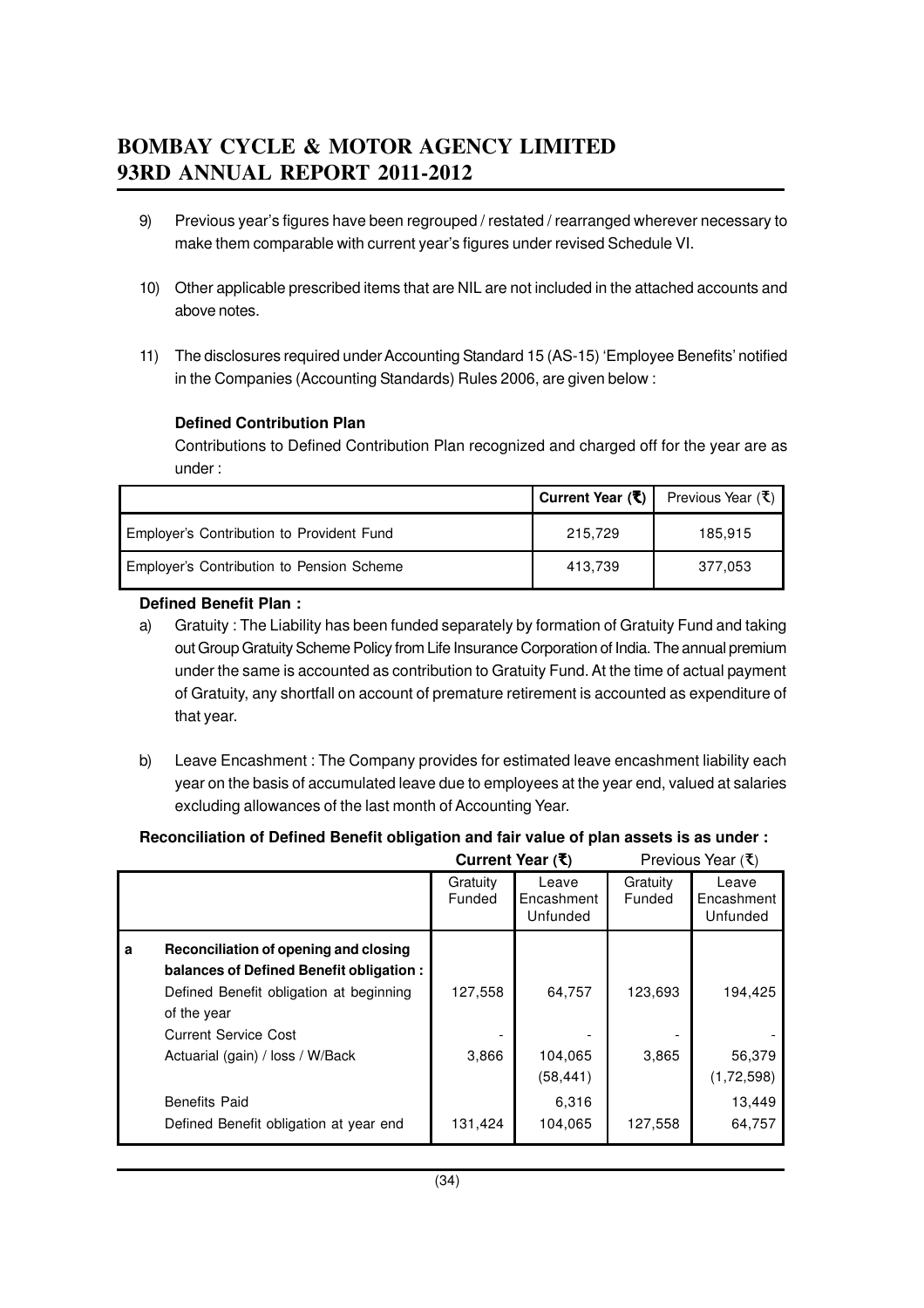9) Previous year's figures have been regrouped / restated / rearranged wherever necessary to make them comparable with current year's figures under revised Schedule VI.

10) Other applicable prescribed items that are NIL are not included in the attached accounts and above notes.

11) The disclosures required under Accounting Standard 15 (AS-15) 'Employee Benefits' notified in the Companies (Accounting Standards) Rules 2006, are given below :

**Defined Contribution Plan**

Contributions to Defined Contribution Plan recognized and charged off for the year are as under :

| | **Current Year (₹)** | Previous Year (₹) |
|---|---|---|
| Employer's Contribution to Provident Fund | 215,729 | 185,915 |
| Employer's Contribution to Pension Scheme | 413,739 | 377,053 |

**Defined Benefit Plan :**

a) Gratuity : The Liability has been funded separately by formation of Gratuity Fund and taking out Group Gratuity Scheme Policy from Life Insurance Corporation of India. The annual premium under the same is accounted as contribution to Gratuity Fund. At the time of actual payment of Gratuity, any shortfall on account of premature retirement is accounted as expenditure of that year.

b) Leave Encashment : The Company provides for estimated leave encashment liability each year on the basis of accumulated leave due to employees at the year end, valued at salaries excluding allowances of the last month of Accounting Year.

**Reconciliation of Defined Benefit obligation and fair value of plan assets is as under :**

| | | **Current Year (₹)** | | Previous Year (₹) | |
|---|---|---|---|---|---|
| | | Gratuity Funded | Leave Encashment Unfunded | Gratuity Funded | Leave Encashment Unfunded |
| **a** | **Reconciliation of opening and closing balances of Defined Benefit obligation :** | | | | |
| | Defined Benefit obligation at beginning of the year | 127,558 | 64,757 | 123,693 | 194,425 |
| | Current Service Cost | - | - | - | - |
| | Actuarial (gain) / loss / W/Back | 3,866 | 104,065<br>(58,441) | 3,865 | 56,379<br>(1,72,598) |
| | Benefits Paid | | 6,316 | | 13,449 |
| | Defined Benefit obligation at year end | 131,424 | 104,065 | 127,558 | 64,757 |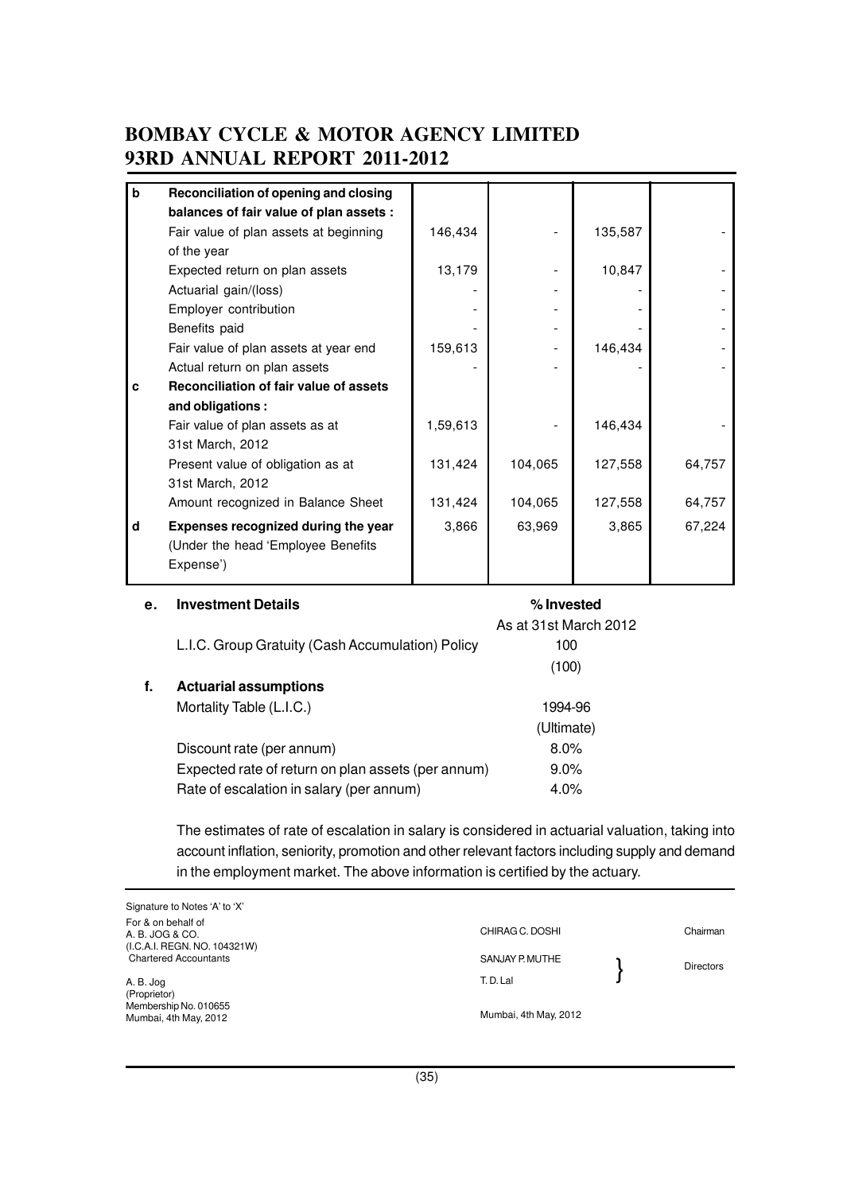| | | | | | |
|---|---|---|---|---|---|
| **b** | **Reconciliation of opening and closing balances of fair value of plan assets :** | | | | |
| | Fair value of plan assets at beginning of the year | 146,434 | - | 135,587 | - |
| | Expected return on plan assets | 13,179 | - | 10,847 | - |
| | Actuarial gain/(loss) | - | - | - | - |
| | Employer contribution | - | - | - | - |
| | Benefits paid | - | - | - | - |
| | Fair value of plan assets at year end | 159,613 | - | 146,434 | - |
| | Actual return on plan assets | - | - | - | - |
| **c** | **Reconciliation of fair value of assets and obligations :** | | | | |
| | Fair value of plan assets as at 31st March, 2012 | 1,59,613 | - | 146,434 | - |
| | Present value of obligation as at 31st March, 2012 | 131,424 | 104,065 | 127,558 | 64,757 |
| | Amount recognized in Balance Sheet | 131,424 | 104,065 | 127,558 | 64,757 |
| **d** | **Expenses recognized during the year** (Under the head 'Employee Benefits Expense') | 3,866 | 63,969 | 3,865 | 67,224 |

**e. Investment Details**

| | % Invested As at 31st March 2012 |
|---|---|
| L.I.C. Group Gratuity (Cash Accumulation) Policy | 100 (100) |

**f. Actuarial assumptions**

| | |
|---|---|
| Mortality Table (L.I.C.) | 1994-96 (Ultimate) |
| Discount rate (per annum) | 8.0% |
| Expected rate of return on plan assets (per annum) | 9.0% |
| Rate of escalation in salary (per annum) | 4.0% |

The estimates of rate of escalation in salary is considered in actuarial valuation, taking into account inflation, seniority, promotion and other relevant factors including supply and demand in the employment market. The above information is certified by the actuary.

Signature to Notes 'A' to 'X'

For & on behalf of
A. B. JOG & CO.
(I.C.A.I. REGN. NO. 104321W)
Chartered Accountants

A. B. Jog
(Proprietor)
Membership No. 010655
Mumbai, 4th May, 2012

CHIRAG C. DOSHI — Chairman

SANJAY P. MUTHE
T. D. Lal } Directors

Mumbai, 4th May, 2012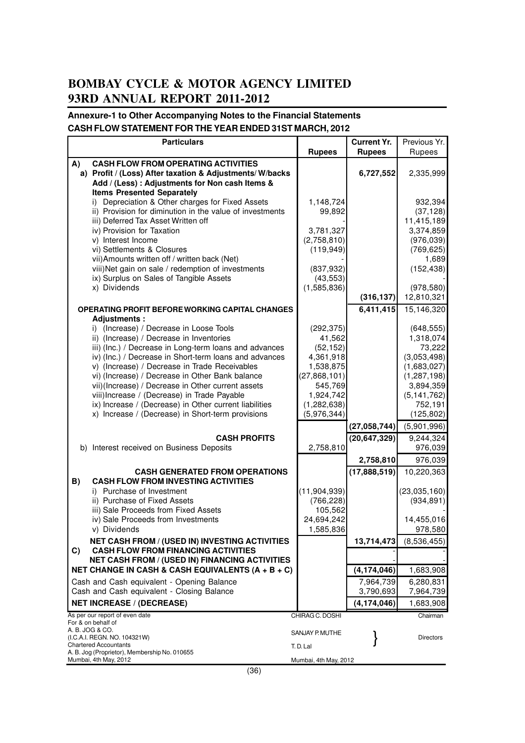# BOMBAY CYCLE & MOTOR AGENCY LIMITED
# 93RD ANNUAL REPORT 2011-2012

### Annexure-1 to Other Accompanying Notes to the Financial Statements
### CASH FLOW STATEMENT FOR THE YEAR ENDED 31ST MARCH, 2012

| Particulars | Rupees | Current Yr. Rupees | Previous Yr. Rupees |
|---|---|---|---|
| **A) CASH FLOW FROM OPERATING ACTIVITIES** | | | |
| **a) Profit / (Loss) After taxation & Adjustments/ W/backs** | | **6,727,552** | 2,335,999 |
| **Add / (Less) : Adjustments for Non cash Items & Items Presented Separately** | | | |
| i) Depreciation & Other charges for Fixed Assets | 1,148,724 | | 932,394 |
| ii) Provision for diminution in the value of investments | 99,892 | | (37,128) |
| iii) Deferred Tax Asset Written off | - | | 11,415,189 |
| iv) Provision for Taxation | 3,781,327 | | 3,374,859 |
| v) Interest Income | (2,758,810) | | (976,039) |
| vi) Settlements & Closures | (119,949) | | (769,625) |
| vii) Amounts written off / written back (Net) | - | | 1,689 |
| viii) Net gain on sale / redemption of investments | (837,932) | | (152,438) |
| ix) Surplus on Sales of Tangible Assets | (43,553) | | - |
| x) Dividends | (1,585,836) | | (978,580) |
| | | **(316,137)** | 12,810,321 |
| **OPERATING PROFIT BEFORE WORKING CAPITAL CHANGES** | | **6,411,415** | 15,146,320 |
| **Adjustments :** | | | |
| i) (Increase) / Decrease in Loose Tools | (292,375) | | (648,555) |
| ii) (Increase) / Decrease in Inventories | 41,562 | | 1,318,074 |
| iii) (Inc.) / Decrease in Long-term loans and advances | (52,152) | | 73,222 |
| iv) (Inc.) / Decrease in Short-term loans and advances | 4,361,918 | | (3,053,498) |
| v) (Increase) / Decrease in Trade Receivables | 1,538,875 | | (1,683,027) |
| vi) (Increase) / Decrease in Other Bank balance | (27,868,101) | | (1,287,198) |
| vii) (Increase) / Decrease in Other current assets | 545,769 | | 3,894,359 |
| viii) Increase / (Decrease) in Trade Payable | 1,924,742 | | (5,141,762) |
| ix) Increase / (Decrease) in Other current liabilities | (1,282,638) | | 752,191 |
| x) Increase / (Decrease) in Short-term provisions | (5,976,344) | | (125,802) |
| | | **(27,058,744)** | (5,901,996) |
| **CASH PROFITS** | | **(20,647,329)** | 9,244,324 |
| b) Interest received on Business Deposits | 2,758,810 | | 976,039 |
| | | **2,758,810** | 976,039 |
| **CASH GENERATED FROM OPERATIONS** | | **(17,888,519)** | 10,220,363 |
| **B) CASH FLOW FROM INVESTING ACTIVITIES** | | | |
| i) Purchase of Investment | (11,904,939) | | (23,035,160) |
| ii) Purchase of Fixed Assets | (766,228) | | (934,891) |
| iii) Sale Proceeds from Fixed Assets | 105,562 | | - |
| iv) Sale Proceeds from Investments | 24,694,242 | | 14,455,016 |
| v) Dividends | 1,585,836 | | 978,580 |
| **NET CASH FROM / (USED IN) INVESTING ACTIVITIES** | | **13,714,473** | (8,536,455) |
| **C) CASH FLOW FROM FINANCING ACTIVITIES** | | - | - |
| **NET CASH FROM / (USED IN) FINANCING ACTIVITIES** | | - | - |
| **NET CHANGE IN CASH & CASH EQUIVALENTS (A + B + C)** | | **(4,174,046)** | 1,683,908 |
| Cash and Cash equivalent - Opening Balance | | 7,964,739 | 6,280,831 |
| Cash and Cash equivalent - Closing Balance | | 3,790,693 | 7,964,739 |
| **NET INCREASE / (DECREASE)** | | **(4,174,046)** | 1,683,908 |

As per our report of even date
For & on behalf of
A. B. JOG & CO.
(I.C.A.I. REGN. NO. 104321W)
Chartered Accountants
A. B. Jog (Proprietor), Membership No. 010655
Mumbai, 4th May, 2012

CHIRAG C. DOSHI — Chairman

SANJAY P. MUTHE
T. D. Lal } Directors

Mumbai, 4th May, 2012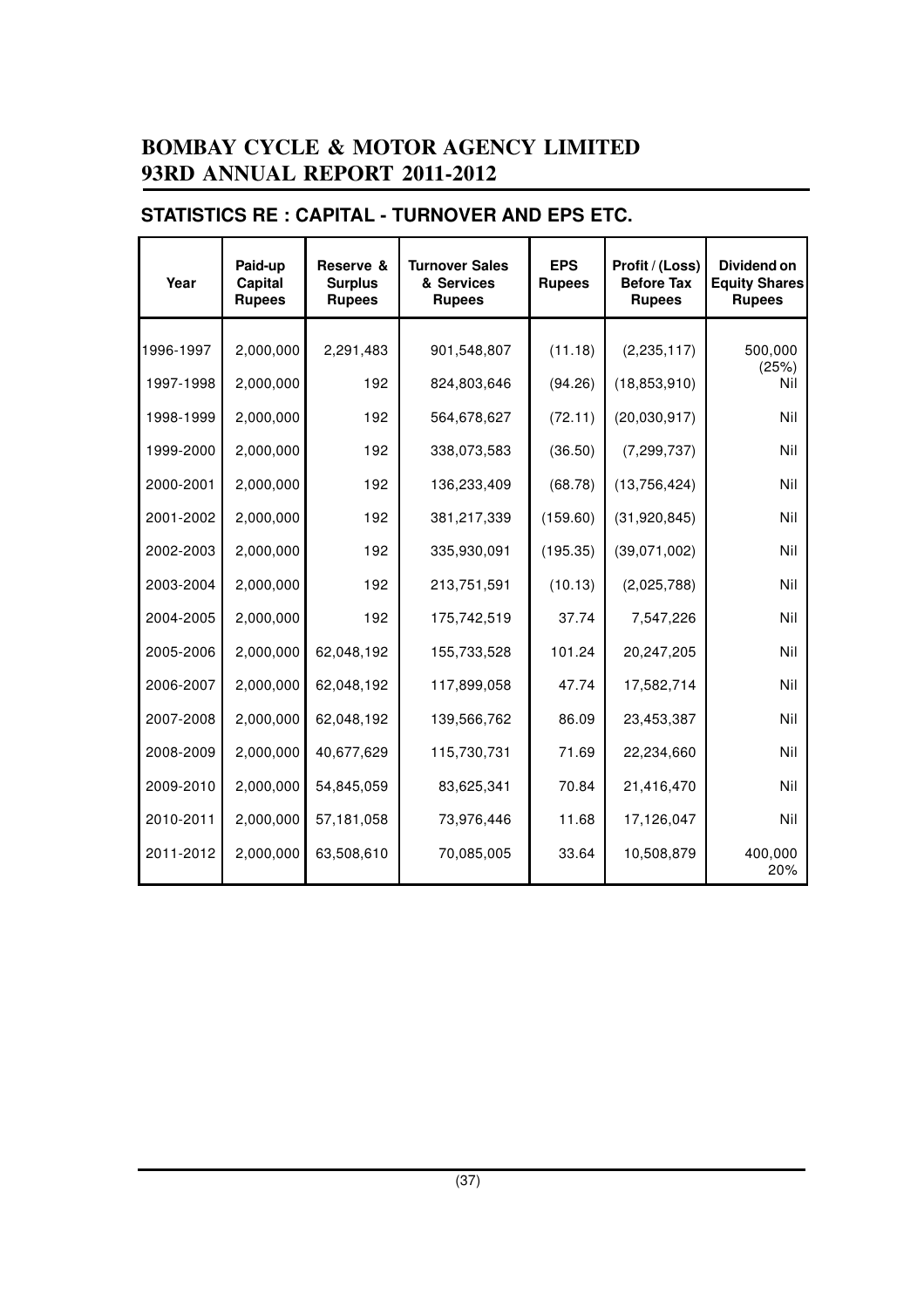# BOMBAY CYCLE & MOTOR AGENCY LIMITED
# 93RD ANNUAL REPORT 2011-2012

## STATISTICS RE : CAPITAL - TURNOVER AND EPS ETC.

| Year | Paid-up Capital Rupees | Reserve & Surplus Rupees | Turnover Sales & Services Rupees | EPS Rupees | Profit / (Loss) Before Tax Rupees | Dividend on Equity Shares Rupees |
|---|---|---|---|---|---|---|
| 1996-1997 | 2,000,000 | 2,291,483 | 901,548,807 | (11.18) | (2,235,117) | 500,000 (25%) |
| 1997-1998 | 2,000,000 | 192 | 824,803,646 | (94.26) | (18,853,910) | Nil |
| 1998-1999 | 2,000,000 | 192 | 564,678,627 | (72.11) | (20,030,917) | Nil |
| 1999-2000 | 2,000,000 | 192 | 338,073,583 | (36.50) | (7,299,737) | Nil |
| 2000-2001 | 2,000,000 | 192 | 136,233,409 | (68.78) | (13,756,424) | Nil |
| 2001-2002 | 2,000,000 | 192 | 381,217,339 | (159.60) | (31,920,845) | Nil |
| 2002-2003 | 2,000,000 | 192 | 335,930,091 | (195.35) | (39,071,002) | Nil |
| 2003-2004 | 2,000,000 | 192 | 213,751,591 | (10.13) | (2,025,788) | Nil |
| 2004-2005 | 2,000,000 | 192 | 175,742,519 | 37.74 | 7,547,226 | Nil |
| 2005-2006 | 2,000,000 | 62,048,192 | 155,733,528 | 101.24 | 20,247,205 | Nil |
| 2006-2007 | 2,000,000 | 62,048,192 | 117,899,058 | 47.74 | 17,582,714 | Nil |
| 2007-2008 | 2,000,000 | 62,048,192 | 139,566,762 | 86.09 | 23,453,387 | Nil |
| 2008-2009 | 2,000,000 | 40,677,629 | 115,730,731 | 71.69 | 22,234,660 | Nil |
| 2009-2010 | 2,000,000 | 54,845,059 | 83,625,341 | 70.84 | 21,416,470 | Nil |
| 2010-2011 | 2,000,000 | 57,181,058 | 73,976,446 | 11.68 | 17,126,047 | Nil |
| 2011-2012 | 2,000,000 | 63,508,610 | 70,085,005 | 33.64 | 10,508,879 | 400,000 20% |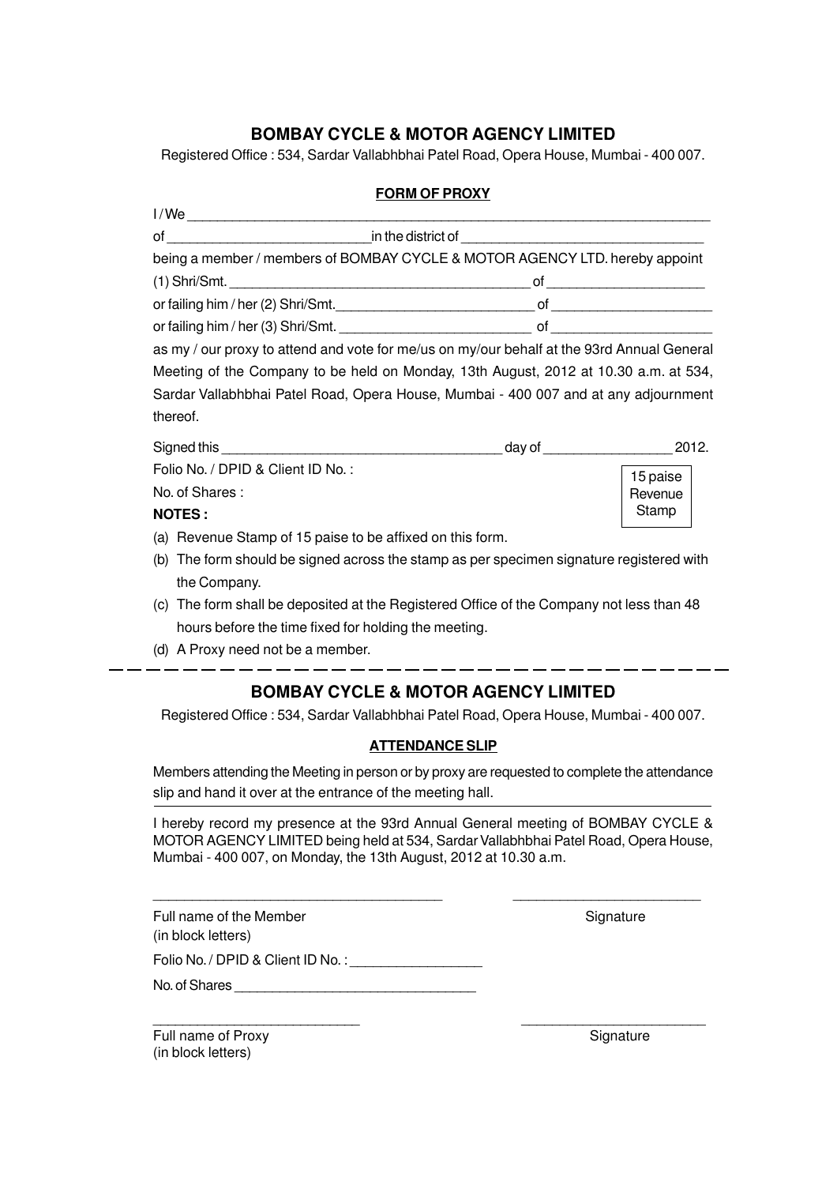## BOMBAY CYCLE & MOTOR AGENCY LIMITED

Registered Office : 534, Sardar Vallabhbhai Patel Road, Opera House, Mumbai - 400 007.

### FORM OF PROXY

I / We ________________________________________________________________________

of ___________________________ in the district of ________________________________

being a member / members of BOMBAY CYCLE & MOTOR AGENCY LTD. hereby appoint

(1) Shri/Smt. _________________________________________ of _____________________

or failing him / her (2) Shri/Smt. ___________________________ of _____________________

or failing him / her (3) Shri/Smt. ___________________________ of _____________________

as my / our proxy to attend and vote for me/us on my/our behalf at the 93rd Annual General Meeting of the Company to be held on Monday, 13th August, 2012 at 10.30 a.m. at 534, Sardar Vallabhbhai Patel Road, Opera House, Mumbai - 400 007 and at any adjournment thereof.

Signed this _____________________________________ day of _________________ 2012.

Folio No. / DPID & Client ID No. :

No. of Shares :

15 paise Revenue Stamp

**NOTES :**

(a) Revenue Stamp of 15 paise to be affixed on this form.

(b) The form should be signed across the stamp as per specimen signature registered with the Company.

(c) The form shall be deposited at the Registered Office of the Company not less than 48 hours before the time fixed for holding the meeting.

(d) A Proxy need not be a member.

---

## BOMBAY CYCLE & MOTOR AGENCY LIMITED

Registered Office : 534, Sardar Vallabhbhai Patel Road, Opera House, Mumbai - 400 007.

### ATTENDANCE SLIP

Members attending the Meeting in person or by proxy are requested to complete the attendance slip and hand it over at the entrance of the meeting hall.

I hereby record my presence at the 93rd Annual General meeting of BOMBAY CYCLE & MOTOR AGENCY LIMITED being held at 534, Sardar Vallabhbhai Patel Road, Opera House, Mumbai - 400 007, on Monday, the 13th August, 2012 at 10.30 a.m.

_____________________________________ &nbsp;&nbsp;&nbsp;&nbsp; ________________________

Full name of the Member (in block letters) &nbsp;&nbsp;&nbsp;&nbsp; Signature

Folio No. / DPID & Client ID No. : _________________

No. of Shares ________________________________

___________________________ &nbsp;&nbsp;&nbsp;&nbsp; ________________________

Full name of Proxy (in block letters) &nbsp;&nbsp;&nbsp;&nbsp; Signature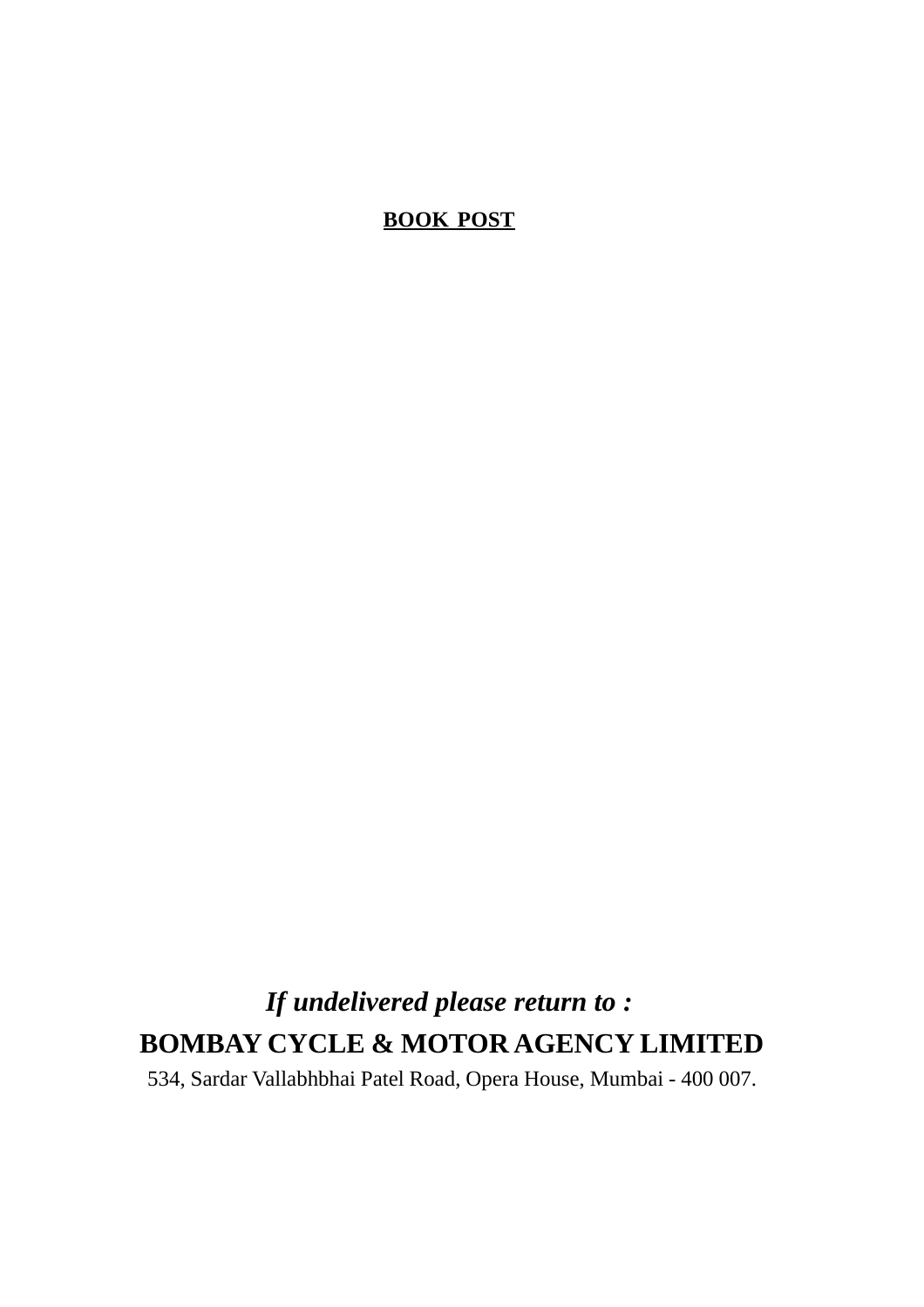**BOOK POST**

***If undelivered please return to :***

**BOMBAY CYCLE & MOTOR AGENCY LIMITED**

534, Sardar Vallabhbhai Patel Road, Opera House, Mumbai - 400 007.